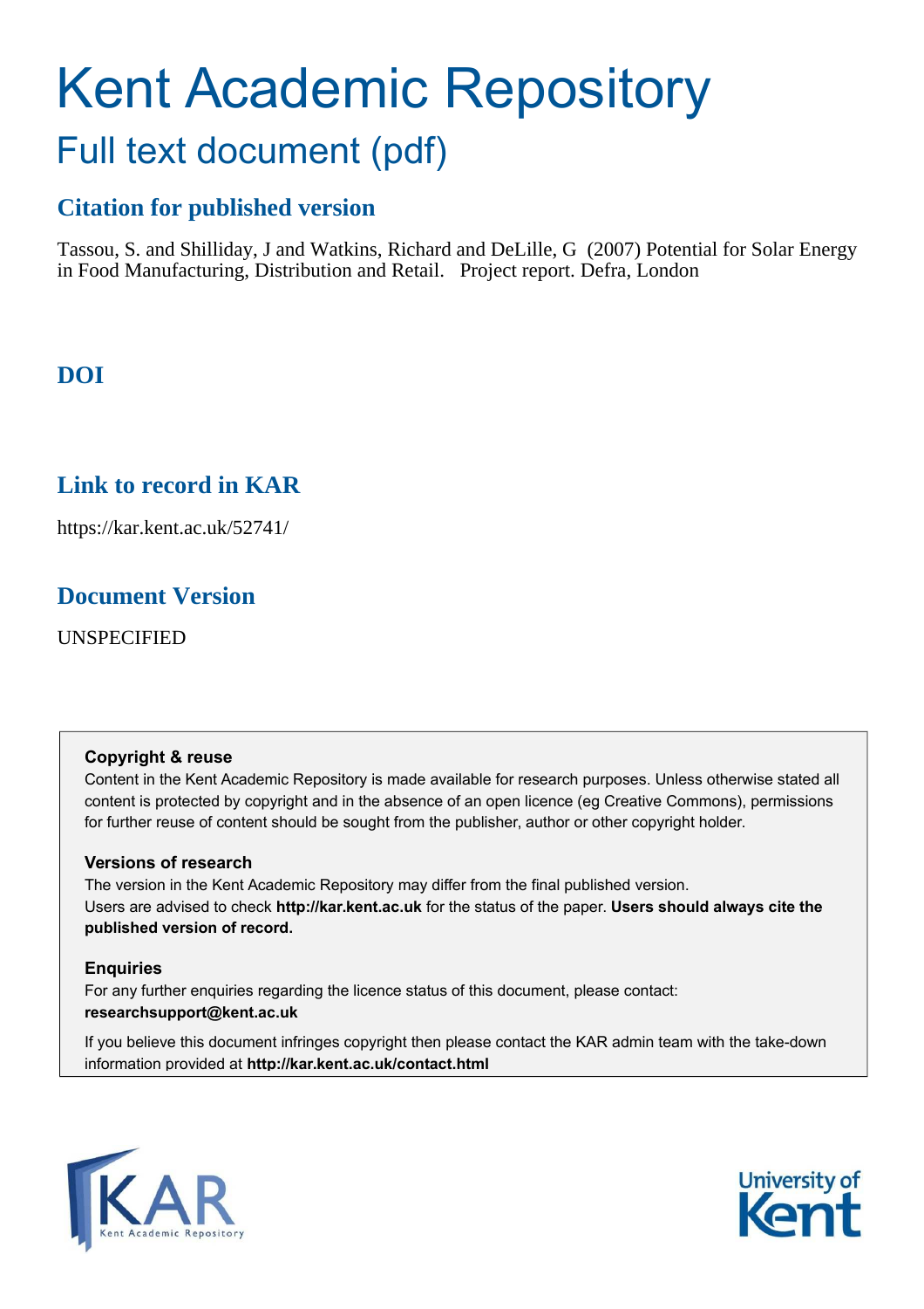# Kent Academic Repository

## Full text document (pdf)

### Citation for published version

Tassou, S. and Shilliday, J and Watkins, Richard and DeLille, G (2007) Potential for Solar Energy in Food Manufacturing, Distribution and Retail. Project report. Defra, London

### DOI

### Link to record in KAR

https://kar.kent.ac.uk/52741/

### Document Version

UNSPECIFIED

**Copyright & reuse**

Content in the Kent Academic Repository is made available for research purposes. Unless otherwise stated all content is protected by copyright and in the absence of an open licence (eg Creative Commons), permissions for further reuse of content should be sought from the publisher, author or other copyright holder.

**Versions of research**

The version in the Kent Academic Repository may differ from the final published version. Users are advised to check **http://kar.kent.ac.uk** for the status of the paper. **Users should always cite the published version of record.**

**Enquiries**

For any further enquiries regarding the licence status of this document, please contact: **researchsupport@kent.ac.uk**

If you believe this document infringes copyright then please contact the KAR admin team with the take-down information provided at **http://kar.kent.ac.uk/contact.html**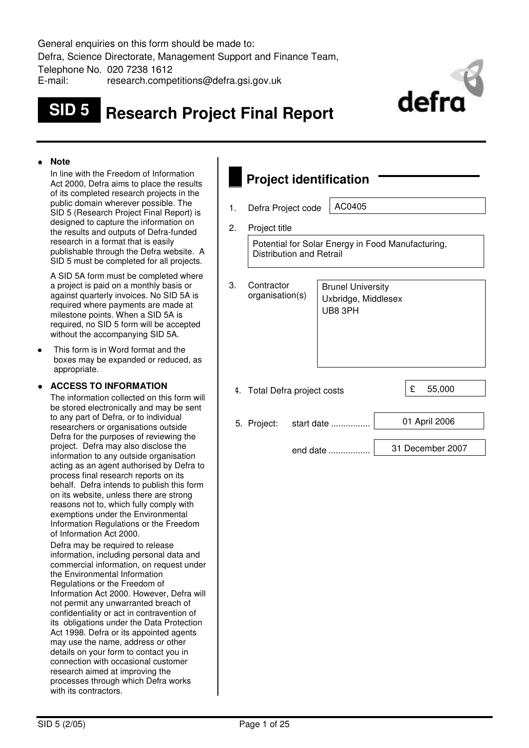General enquiries on this form should be made to:
Defra, Science Directorate, Management Support and Finance Team,
Telephone No. 020 7238 1612
E-mail: research.competitions@defra.gsi.gov.uk

# SID 5 Research Project Final Report

- **Note**

  In line with the Freedom of Information Act 2000, Defra aims to place the results of its completed research projects in the public domain wherever possible. The SID 5 (Research Project Final Report) is designed to capture the information on the results and outputs of Defra-funded research in a format that is easily publishable through the Defra website. A SID 5 must be completed for all projects.

  A SID 5A form must be completed where a project is paid on a monthly basis or against quarterly invoices. No SID 5A is required where payments are made at milestone points. When a SID 5A is required, no SID 5 form will be accepted without the accompanying SID 5A.

- This form is in Word format and the boxes may be expanded or reduced, as appropriate.

- **ACCESS TO INFORMATION**

  The information collected on this form will be stored electronically and may be sent to any part of Defra, or to individual researchers or organisations outside Defra for the purposes of reviewing the project. Defra may also disclose the information to any outside organisation acting as an agent authorised by Defra to process final research reports on its behalf. Defra intends to publish this form on its website, unless there are strong reasons not to, which fully comply with exemptions under the Environmental Information Regulations or the Freedom of Information Act 2000.

  Defra may be required to release information, including personal data and commercial information, on request under the Environmental Information Regulations or the Freedom of Information Act 2000. However, Defra will not permit any unwarranted breach of confidentiality or act in contravention of its obligations under the Data Protection Act 1998. Defra or its appointed agents may use the name, address or other details on your form to contact you in connection with occasional customer research aimed at improving the processes through which Defra works with its contractors.

## Project identification

1. Defra Project code: AC0405

2. Project title: Potential for Solar Energy in Food Manufacturing, Distribution and Retrail

3. Contractor organisation(s): Brunel University, Uxbridge, Middlesex, UB8 3PH

4. Total Defra project costs: £ 55,000

5. Project: start date: 01 April 2006

   end date: 31 December 2007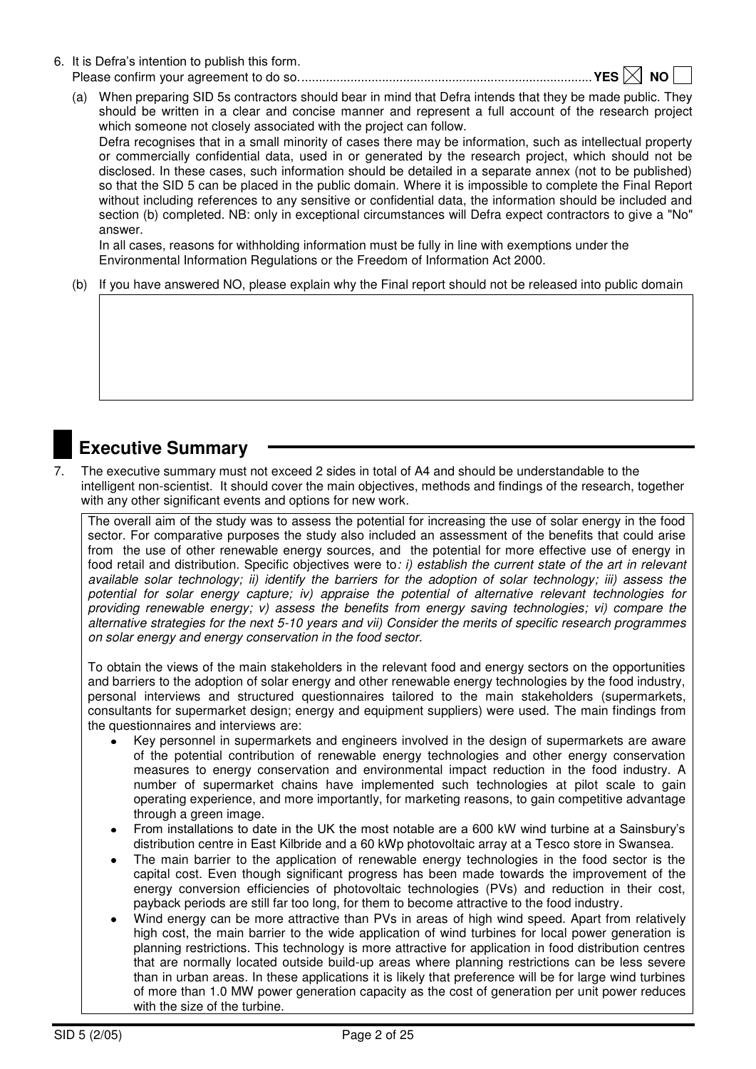6. It is Defra's intention to publish this form.
   Please confirm your agreement to do so.................................................................................. **YES** ☒ **NO** ☐

   (a) When preparing SID 5s contractors should bear in mind that Defra intends that they be made public. They should be written in a clear and concise manner and represent a full account of the research project which someone not closely associated with the project can follow.
   Defra recognises that in a small minority of cases there may be information, such as intellectual property or commercially confidential data, used in or generated by the research project, which should not be disclosed. In these cases, such information should be detailed in a separate annex (not to be published) so that the SID 5 can be placed in the public domain. Where it is impossible to complete the Final Report without including references to any sensitive or confidential data, the information should be included and section (b) completed. NB: only in exceptional circumstances will Defra expect contractors to give a "No" answer.
   In all cases, reasons for withholding information must be fully in line with exemptions under the Environmental Information Regulations or the Freedom of Information Act 2000.

   (b) If you have answered NO, please explain why the Final report should not be released into public domain

# Executive Summary

7. The executive summary must not exceed 2 sides in total of A4 and should be understandable to the intelligent non-scientist. It should cover the main objectives, methods and findings of the research, together with any other significant events and options for new work.

The overall aim of the study was to assess the potential for increasing the use of solar energy in the food sector. For comparative purposes the study also included an assessment of the benefits that could arise from the use of other renewable energy sources, and the potential for more effective use of energy in food retail and distribution. Specific objectives were to*: i) establish the current state of the art in relevant available solar technology; ii) identify the barriers for the adoption of solar technology; iii) assess the potential for solar energy capture; iv) appraise the potential of alternative relevant technologies for providing renewable energy; v) assess the benefits from energy saving technologies; vi) compare the alternative strategies for the next 5-10 years and vii) Consider the merits of specific research programmes on solar energy and energy conservation in the food sector.*

To obtain the views of the main stakeholders in the relevant food and energy sectors on the opportunities and barriers to the adoption of solar energy and other renewable energy technologies by the food industry, personal interviews and structured questionnaires tailored to the main stakeholders (supermarkets, consultants for supermarket design; energy and equipment suppliers) were used. The main findings from the questionnaires and interviews are:

- Key personnel in supermarkets and engineers involved in the design of supermarkets are aware of the potential contribution of renewable energy technologies and other energy conservation measures to energy conservation and environmental impact reduction in the food industry. A number of supermarket chains have implemented such technologies at pilot scale to gain operating experience, and more importantly, for marketing reasons, to gain competitive advantage through a green image.
- From installations to date in the UK the most notable are a 600 kW wind turbine at a Sainsbury's distribution centre in East Kilbride and a 60 kWp photovoltaic array at a Tesco store in Swansea.
- The main barrier to the application of renewable energy technologies in the food sector is the capital cost. Even though significant progress has been made towards the improvement of the energy conversion efficiencies of photovoltaic technologies (PVs) and reduction in their cost, payback periods are still far too long, for them to become attractive to the food industry.
- Wind energy can be more attractive than PVs in areas of high wind speed. Apart from relatively high cost, the main barrier to the wide application of wind turbines for local power generation is planning restrictions. This technology is more attractive for application in food distribution centres that are normally located outside build-up areas where planning restrictions can be less severe than in urban areas. In these applications it is likely that preference will be for large wind turbines of more than 1.0 MW power generation capacity as the cost of generation per unit power reduces with the size of the turbine.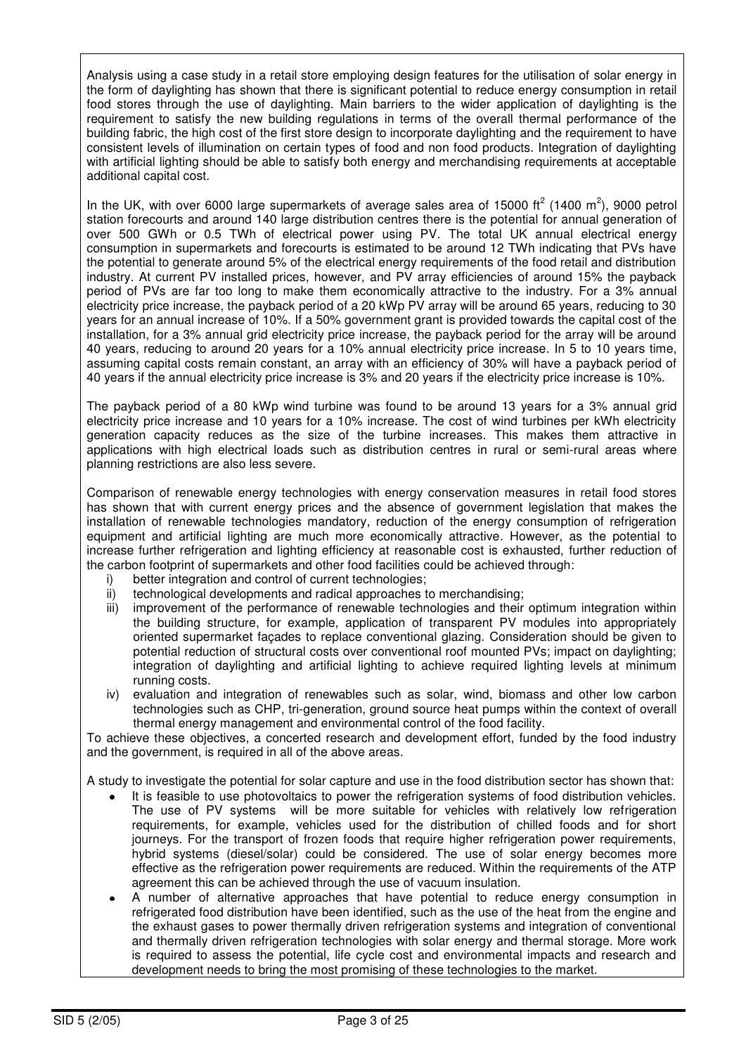Analysis using a case study in a retail store employing design features for the utilisation of solar energy in the form of daylighting has shown that there is significant potential to reduce energy consumption in retail food stores through the use of daylighting. Main barriers to the wider application of daylighting is the requirement to satisfy the new building regulations in terms of the overall thermal performance of the building fabric, the high cost of the first store design to incorporate daylighting and the requirement to have consistent levels of illumination on certain types of food and non food products. Integration of daylighting with artificial lighting should be able to satisfy both energy and merchandising requirements at acceptable additional capital cost.

In the UK, with over 6000 large supermarkets of average sales area of 15000 ft$^2$ (1400 m$^2$), 9000 petrol station forecourts and around 140 large distribution centres there is the potential for annual generation of over 500 GWh or 0.5 TWh of electrical power using PV. The total UK annual electrical energy consumption in supermarkets and forecourts is estimated to be around 12 TWh indicating that PVs have the potential to generate around 5% of the electrical energy requirements of the food retail and distribution industry. At current PV installed prices, however, and PV array efficiencies of around 15% the payback period of PVs are far too long to make them economically attractive to the industry. For a 3% annual electricity price increase, the payback period of a 20 kWp PV array will be around 65 years, reducing to 30 years for an annual increase of 10%. If a 50% government grant is provided towards the capital cost of the installation, for a 3% annual grid electricity price increase, the payback period for the array will be around 40 years, reducing to around 20 years for a 10% annual electricity price increase. In 5 to 10 years time, assuming capital costs remain constant, an array with an efficiency of 30% will have a payback period of 40 years if the annual electricity price increase is 3% and 20 years if the electricity price increase is 10%.

The payback period of a 80 kWp wind turbine was found to be around 13 years for a 3% annual grid electricity price increase and 10 years for a 10% increase. The cost of wind turbines per kWh electricity generation capacity reduces as the size of the turbine increases. This makes them attractive in applications with high electrical loads such as distribution centres in rural or semi-rural areas where planning restrictions are also less severe.

Comparison of renewable energy technologies with energy conservation measures in retail food stores has shown that with current energy prices and the absence of government legislation that makes the installation of renewable technologies mandatory, reduction of the energy consumption of refrigeration equipment and artificial lighting are much more economically attractive. However, as the potential to increase further refrigeration and lighting efficiency at reasonable cost is exhausted, further reduction of the carbon footprint of supermarkets and other food facilities could be achieved through:

i) better integration and control of current technologies;
ii) technological developments and radical approaches to merchandising;
iii) improvement of the performance of renewable technologies and their optimum integration within the building structure, for example, application of transparent PV modules into appropriately oriented supermarket façades to replace conventional glazing. Consideration should be given to potential reduction of structural costs over conventional roof mounted PVs; impact on daylighting; integration of daylighting and artificial lighting to achieve required lighting levels at minimum running costs.
iv) evaluation and integration of renewables such as solar, wind, biomass and other low carbon technologies such as CHP, tri-generation, ground source heat pumps within the context of overall thermal energy management and environmental control of the food facility.

To achieve these objectives, a concerted research and development effort, funded by the food industry and the government, is required in all of the above areas.

A study to investigate the potential for solar capture and use in the food distribution sector has shown that:

- It is feasible to use photovoltaics to power the refrigeration systems of food distribution vehicles. The use of PV systems will be more suitable for vehicles with relatively low refrigeration requirements, for example, vehicles used for the distribution of chilled foods and for short journeys. For the transport of frozen foods that require higher refrigeration power requirements, hybrid systems (diesel/solar) could be considered. The use of solar energy becomes more effective as the refrigeration power requirements are reduced. Within the requirements of the ATP agreement this can be achieved through the use of vacuum insulation.
- A number of alternative approaches that have potential to reduce energy consumption in refrigerated food distribution have been identified, such as the use of the heat from the engine and the exhaust gases to power thermally driven refrigeration systems and integration of conventional and thermally driven refrigeration technologies with solar energy and thermal storage. More work is required to assess the potential, life cycle cost and environmental impacts and research and development needs to bring the most promising of these technologies to the market.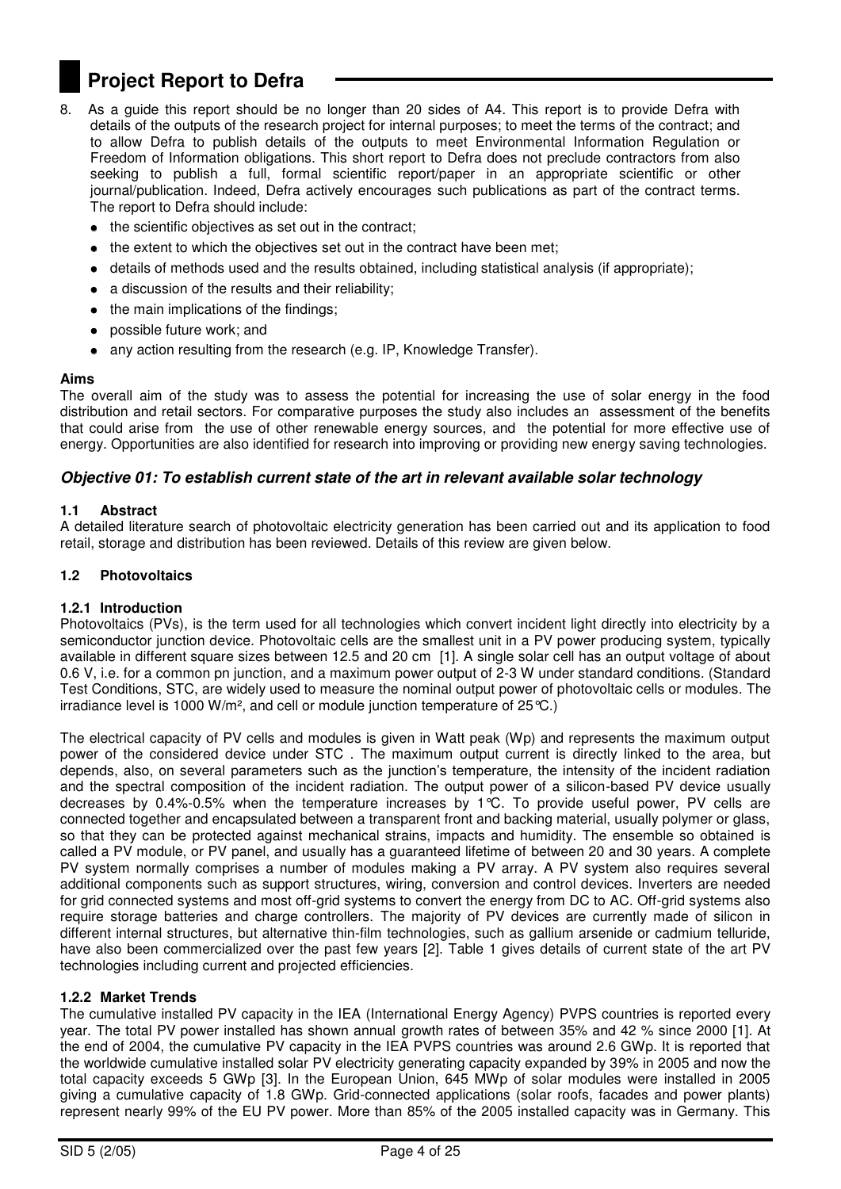# Project Report to Defra

8. As a guide this report should be no longer than 20 sides of A4. This report is to provide Defra with details of the outputs of the research project for internal purposes; to meet the terms of the contract; and to allow Defra to publish details of the outputs to meet Environmental Information Regulation or Freedom of Information obligations. This short report to Defra does not preclude contractors from also seeking to publish a full, formal scientific report/paper in an appropriate scientific or other journal/publication. Indeed, Defra actively encourages such publications as part of the contract terms. The report to Defra should include:
   - the scientific objectives as set out in the contract;
   - the extent to which the objectives set out in the contract have been met;
   - details of methods used and the results obtained, including statistical analysis (if appropriate);
   - a discussion of the results and their reliability;
   - the main implications of the findings;
   - possible future work; and
   - any action resulting from the research (e.g. IP, Knowledge Transfer).

**Aims**

The overall aim of the study was to assess the potential for increasing the use of solar energy in the food distribution and retail sectors. For comparative purposes the study also includes an assessment of the benefits that could arise from the use of other renewable energy sources, and the potential for more effective use of energy. Opportunities are also identified for research into improving or providing new energy saving technologies.

## *Objective 01: To establish current state of the art in relevant available solar technology*

### 1.1 Abstract

A detailed literature search of photovoltaic electricity generation has been carried out and its application to food retail, storage and distribution has been reviewed. Details of this review are given below.

### 1.2 Photovoltaics

#### 1.2.1 Introduction

Photovoltaics (PVs), is the term used for all technologies which convert incident light directly into electricity by a semiconductor junction device. Photovoltaic cells are the smallest unit in a PV power producing system, typically available in different square sizes between 12.5 and 20 cm [1]. A single solar cell has an output voltage of about 0.6 V, i.e. for a common pn junction, and a maximum power output of 2-3 W under standard conditions. (Standard Test Conditions, STC, are widely used to measure the nominal output power of photovoltaic cells or modules. The irradiance level is 1000 W/m², and cell or module junction temperature of 25°C.)

The electrical capacity of PV cells and modules is given in Watt peak (Wp) and represents the maximum output power of the considered device under STC . The maximum output current is directly linked to the area, but depends, also, on several parameters such as the junction's temperature, the intensity of the incident radiation and the spectral composition of the incident radiation. The output power of a silicon-based PV device usually decreases by 0.4%-0.5% when the temperature increases by 1°C. To provide useful power, PV cells are connected together and encapsulated between a transparent front and backing material, usually polymer or glass, so that they can be protected against mechanical strains, impacts and humidity. The ensemble so obtained is called a PV module, or PV panel, and usually has a guaranteed lifetime of between 20 and 30 years. A complete PV system normally comprises a number of modules making a PV array. A PV system also requires several additional components such as support structures, wiring, conversion and control devices. Inverters are needed for grid connected systems and most off-grid systems to convert the energy from DC to AC. Off-grid systems also require storage batteries and charge controllers. The majority of PV devices are currently made of silicon in different internal structures, but alternative thin-film technologies, such as gallium arsenide or cadmium telluride, have also been commercialized over the past few years [2]. Table 1 gives details of current state of the art PV technologies including current and projected efficiencies.

#### 1.2.2 Market Trends

The cumulative installed PV capacity in the IEA (International Energy Agency) PVPS countries is reported every year. The total PV power installed has shown annual growth rates of between 35% and 42 % since 2000 [1]. At the end of 2004, the cumulative PV capacity in the IEA PVPS countries was around 2.6 GWp. It is reported that the worldwide cumulative installed solar PV electricity generating capacity expanded by 39% in 2005 and now the total capacity exceeds 5 GWp [3]. In the European Union, 645 MWp of solar modules were installed in 2005 giving a cumulative capacity of 1.8 GWp. Grid-connected applications (solar roofs, facades and power plants) represent nearly 99% of the EU PV power. More than 85% of the 2005 installed capacity was in Germany. This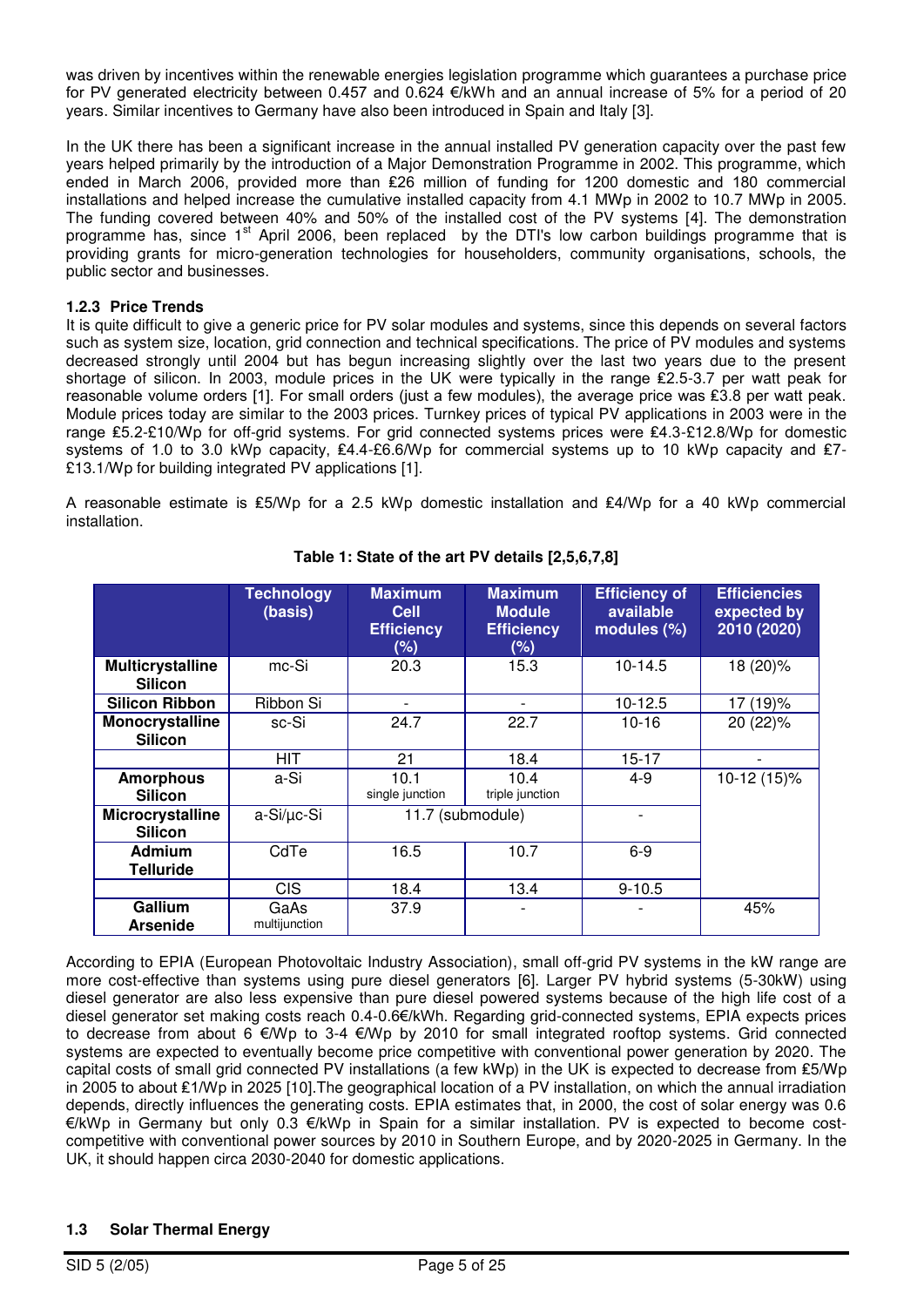was driven by incentives within the renewable energies legislation programme which guarantees a purchase price for PV generated electricity between 0.457 and 0.624 €/kWh and an annual increase of 5% for a period of 20 years. Similar incentives to Germany have also been introduced in Spain and Italy [3].

In the UK there has been a significant increase in the annual installed PV generation capacity over the past few years helped primarily by the introduction of a Major Demonstration Programme in 2002. This programme, which ended in March 2006, provided more than £26 million of funding for 1200 domestic and 180 commercial installations and helped increase the cumulative installed capacity from 4.1 MWp in 2002 to 10.7 MWp in 2005. The funding covered between 40% and 50% of the installed cost of the PV systems [4]. The demonstration programme has, since 1st April 2006, been replaced by the DTI's low carbon buildings programme that is providing grants for micro-generation technologies for householders, community organisations, schools, the public sector and businesses.

### 1.2.3 Price Trends

It is quite difficult to give a generic price for PV solar modules and systems, since this depends on several factors such as system size, location, grid connection and technical specifications. The price of PV modules and systems decreased strongly until 2004 but has begun increasing slightly over the last two years due to the present shortage of silicon. In 2003, module prices in the UK were typically in the range £2.5-3.7 per watt peak for reasonable volume orders [1]. For small orders (just a few modules), the average price was £3.8 per watt peak. Module prices today are similar to the 2003 prices. Turnkey prices of typical PV applications in 2003 were in the range £5.2-£10/Wp for off-grid systems. For grid connected systems prices were £4.3-£12.8/Wp for domestic systems of 1.0 to 3.0 kWp capacity, £4.4-£6.6/Wp for commercial systems up to 10 kWp capacity and £7-£13.1/Wp for building integrated PV applications [1].

A reasonable estimate is £5/Wp for a 2.5 kWp domestic installation and £4/Wp for a 40 kWp commercial installation.

**Table 1: State of the art PV details [2,5,6,7,8]**

| | Technology (basis) | Maximum Cell Efficiency (%) | Maximum Module Efficiency (%) | Efficiency of available modules (%) | Efficiencies expected by 2010 (2020) |
|---|---|---|---|---|---|
| **Multicrystalline Silicon** | mc-Si | 20.3 | 15.3 | 10-14.5 | 18 (20)% |
| **Silicon Ribbon** | Ribbon Si | - | - | 10-12.5 | 17 (19)% |
| **Monocrystalline Silicon** | sc-Si | 24.7 | 22.7 | 10-16 | 20 (22)% |
| | HIT | 21 | 18.4 | 15-17 | - |
| **Amorphous Silicon** | a-Si | 10.1 single junction | 10.4 triple junction | 4-9 | 10-12 (15)% |
| **Microcrystalline Silicon** | a-Si/µc-Si | 11.7 (submodule) | | - | |
| **Admium Telluride** | CdTe | 16.5 | 10.7 | 6-9 | |
| | CIS | 18.4 | 13.4 | 9-10.5 | |
| **Gallium Arsenide** | GaAs multijunction | 37.9 | - | - | 45% |

According to EPIA (European Photovoltaic Industry Association), small off-grid PV systems in the kW range are more cost-effective than systems using pure diesel generators [6]. Larger PV hybrid systems (5-30kW) using diesel generator are also less expensive than pure diesel powered systems because of the high life cost of a diesel generator set making costs reach 0.4-0.6€/kWh. Regarding grid-connected systems, EPIA expects prices to decrease from about 6 €/Wp to 3-4 €/Wp by 2010 for small integrated rooftop systems. Grid connected systems are expected to eventually become price competitive with conventional power generation by 2020. The capital costs of small grid connected PV installations (a few kWp) in the UK is expected to decrease from £5/Wp in 2005 to about £1/Wp in 2025 [10].The geographical location of a PV installation, on which the annual irradiation depends, directly influences the generating costs. EPIA estimates that, in 2000, the cost of solar energy was 0.6 €/kWp in Germany but only 0.3 €/kWp in Spain for a similar installation. PV is expected to become cost-competitive with conventional power sources by 2010 in Southern Europe, and by 2020-2025 in Germany. In the UK, it should happen circa 2030-2040 for domestic applications.

## 1.3 Solar Thermal Energy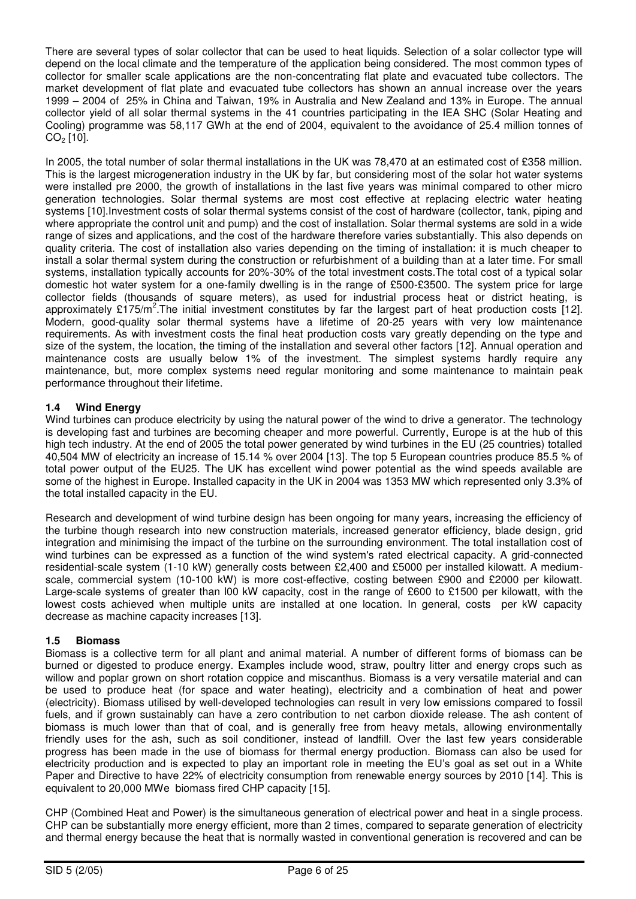There are several types of solar collector that can be used to heat liquids. Selection of a solar collector type will depend on the local climate and the temperature of the application being considered. The most common types of collector for smaller scale applications are the non-concentrating flat plate and evacuated tube collectors. The market development of flat plate and evacuated tube collectors has shown an annual increase over the years 1999 – 2004 of 25% in China and Taiwan, 19% in Australia and New Zealand and 13% in Europe. The annual collector yield of all solar thermal systems in the 41 countries participating in the IEA SHC (Solar Heating and Cooling) programme was 58,117 GWh at the end of 2004, equivalent to the avoidance of 25.4 million tonnes of $CO_2$ [10].

In 2005, the total number of solar thermal installations in the UK was 78,470 at an estimated cost of £358 million. This is the largest microgeneration industry in the UK by far, but considering most of the solar hot water systems were installed pre 2000, the growth of installations in the last five years was minimal compared to other micro generation technologies. Solar thermal systems are most cost effective at replacing electric water heating systems [10].Investment costs of solar thermal systems consist of the cost of hardware (collector, tank, piping and where appropriate the control unit and pump) and the cost of installation. Solar thermal systems are sold in a wide range of sizes and applications, and the cost of the hardware therefore varies substantially. This also depends on quality criteria. The cost of installation also varies depending on the timing of installation: it is much cheaper to install a solar thermal system during the construction or refurbishment of a building than at a later time. For small systems, installation typically accounts for 20%-30% of the total investment costs.The total cost of a typical solar domestic hot water system for a one-family dwelling is in the range of £500-£3500. The system price for large collector fields (thousands of square meters), as used for industrial process heat or district heating, is approximately £175/m$^2$.The initial investment constitutes by far the largest part of heat production costs [12]. Modern, good-quality solar thermal systems have a lifetime of 20-25 years with very low maintenance requirements. As with investment costs the final heat production costs vary greatly depending on the type and size of the system, the location, the timing of the installation and several other factors [12]. Annual operation and maintenance costs are usually below 1% of the investment. The simplest systems hardly require any maintenance, but, more complex systems need regular monitoring and some maintenance to maintain peak performance throughout their lifetime.

### 1.4 Wind Energy

Wind turbines can produce electricity by using the natural power of the wind to drive a generator. The technology is developing fast and turbines are becoming cheaper and more powerful. Currently, Europe is at the hub of this high tech industry. At the end of 2005 the total power generated by wind turbines in the EU (25 countries) totalled 40,504 MW of electricity an increase of 15.14 % over 2004 [13]. The top 5 European countries produce 85.5 % of total power output of the EU25. The UK has excellent wind power potential as the wind speeds available are some of the highest in Europe. Installed capacity in the UK in 2004 was 1353 MW which represented only 3.3% of the total installed capacity in the EU.

Research and development of wind turbine design has been ongoing for many years, increasing the efficiency of the turbine though research into new construction materials, increased generator efficiency, blade design, grid integration and minimising the impact of the turbine on the surrounding environment. The total installation cost of wind turbines can be expressed as a function of the wind system's rated electrical capacity. A grid-connected residential-scale system (1-10 kW) generally costs between £2,400 and £5000 per installed kilowatt. A medium-scale, commercial system (10-100 kW) is more cost-effective, costing between £900 and £2000 per kilowatt. Large-scale systems of greater than l00 kW capacity, cost in the range of £600 to £1500 per kilowatt, with the lowest costs achieved when multiple units are installed at one location. In general, costs per kW capacity decrease as machine capacity increases [13].

### 1.5 Biomass

Biomass is a collective term for all plant and animal material. A number of different forms of biomass can be burned or digested to produce energy. Examples include wood, straw, poultry litter and energy crops such as willow and poplar grown on short rotation coppice and miscanthus. Biomass is a very versatile material and can be used to produce heat (for space and water heating), electricity and a combination of heat and power (electricity). Biomass utilised by well-developed technologies can result in very low emissions compared to fossil fuels, and if grown sustainably can have a zero contribution to net carbon dioxide release. The ash content of biomass is much lower than that of coal, and is generally free from heavy metals, allowing environmentally friendly uses for the ash, such as soil conditioner, instead of landfill. Over the last few years considerable progress has been made in the use of biomass for thermal energy production. Biomass can also be used for electricity production and is expected to play an important role in meeting the EU's goal as set out in a White Paper and Directive to have 22% of electricity consumption from renewable energy sources by 2010 [14]. This is equivalent to 20,000 MWe biomass fired CHP capacity [15].

CHP (Combined Heat and Power) is the simultaneous generation of electrical power and heat in a single process. CHP can be substantially more energy efficient, more than 2 times, compared to separate generation of electricity and thermal energy because the heat that is normally wasted in conventional generation is recovered and can be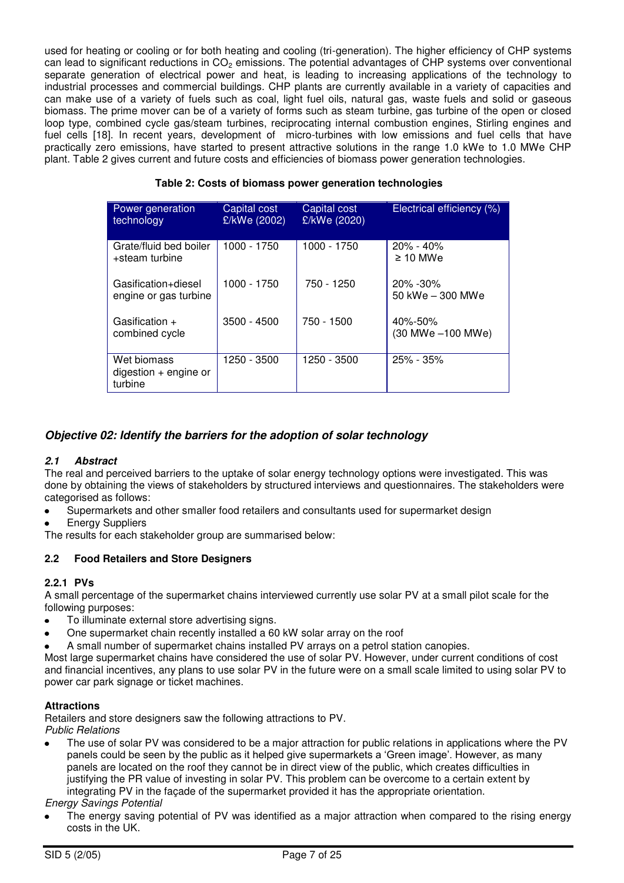used for heating or cooling or for both heating and cooling (tri-generation). The higher efficiency of CHP systems can lead to significant reductions in $CO_2$ emissions. The potential advantages of CHP systems over conventional separate generation of electrical power and heat, is leading to increasing applications of the technology to industrial processes and commercial buildings. CHP plants are currently available in a variety of capacities and can make use of a variety of fuels such as coal, light fuel oils, natural gas, waste fuels and solid or gaseous biomass. The prime mover can be of a variety of forms such as steam turbine, gas turbine of the open or closed loop type, combined cycle gas/steam turbines, reciprocating internal combustion engines, Stirling engines and fuel cells [18]. In recent years, development of micro-turbines with low emissions and fuel cells that have practically zero emissions, have started to present attractive solutions in the range 1.0 kWe to 1.0 MWe CHP plant. Table 2 gives current and future costs and efficiencies of biomass power generation technologies.

**Table 2: Costs of biomass power generation technologies**

| Power generation technology | Capital cost £/kWe (2002) | Capital cost £/kWe (2020) | Electrical efficiency (%) |
| --- | --- | --- | --- |
| Grate/fluid bed boiler +steam turbine | 1000 - 1750 | 1000 - 1750 | 20% - 40% ≥ 10 MWe |
| Gasification+diesel engine or gas turbine | 1000 - 1750 | 750 - 1250 | 20% -30% 50 kWe – 300 MWe |
| Gasification + combined cycle | 3500 - 4500 | 750 - 1500 | 40%-50% (30 MWe –100 MWe) |
| Wet biomass digestion + engine or turbine | 1250 - 3500 | 1250 - 3500 | 25% - 35% |

## *Objective 02: Identify the barriers for the adoption of solar technology*

### *2.1 Abstract*

The real and perceived barriers to the uptake of solar energy technology options were investigated. This was done by obtaining the views of stakeholders by structured interviews and questionnaires. The stakeholders were categorised as follows:

- Supermarkets and other smaller food retailers and consultants used for supermarket design
- Energy Suppliers

The results for each stakeholder group are summarised below:

### 2.2 Food Retailers and Store Designers

#### 2.2.1 PVs

A small percentage of the supermarket chains interviewed currently use solar PV at a small pilot scale for the following purposes:

- To illuminate external store advertising signs.
- One supermarket chain recently installed a 60 kW solar array on the roof
- A small number of supermarket chains installed PV arrays on a petrol station canopies.

Most large supermarket chains have considered the use of solar PV. However, under current conditions of cost and financial incentives, any plans to use solar PV in the future were on a small scale limited to using solar PV to power car park signage or ticket machines.

**Attractions**

Retailers and store designers saw the following attractions to PV.

*Public Relations*

- The use of solar PV was considered to be a major attraction for public relations in applications where the PV panels could be seen by the public as it helped give supermarkets a 'Green image'. However, as many panels are located on the roof they cannot be in direct view of the public, which creates difficulties in justifying the PR value of investing in solar PV. This problem can be overcome to a certain extent by integrating PV in the façade of the supermarket provided it has the appropriate orientation.

*Energy Savings Potential*

- The energy saving potential of PV was identified as a major attraction when compared to the rising energy costs in the UK.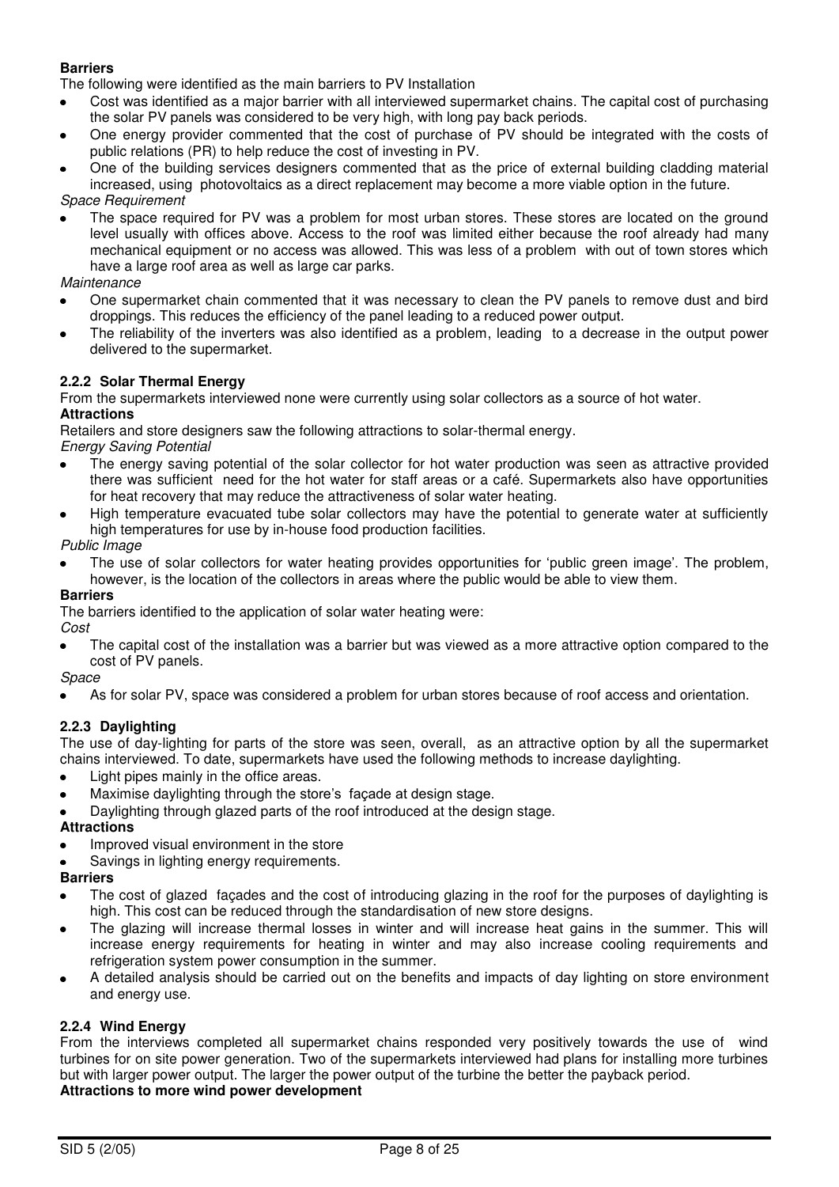**Barriers**

The following were identified as the main barriers to PV Installation

- Cost was identified as a major barrier with all interviewed supermarket chains. The capital cost of purchasing the solar PV panels was considered to be very high, with long pay back periods.
- One energy provider commented that the cost of purchase of PV should be integrated with the costs of public relations (PR) to help reduce the cost of investing in PV.
- One of the building services designers commented that as the price of external building cladding material increased, using photovoltaics as a direct replacement may become a more viable option in the future.

*Space Requirement*

- The space required for PV was a problem for most urban stores. These stores are located on the ground level usually with offices above. Access to the roof was limited either because the roof already had many mechanical equipment or no access was allowed. This was less of a problem with out of town stores which have a large roof area as well as large car parks.

*Maintenance*

- One supermarket chain commented that it was necessary to clean the PV panels to remove dust and bird droppings. This reduces the efficiency of the panel leading to a reduced power output.
- The reliability of the inverters was also identified as a problem, leading to a decrease in the output power delivered to the supermarket.

### 2.2.2 Solar Thermal Energy

From the supermarkets interviewed none were currently using solar collectors as a source of hot water.

**Attractions**

Retailers and store designers saw the following attractions to solar-thermal energy.

*Energy Saving Potential*

- The energy saving potential of the solar collector for hot water production was seen as attractive provided there was sufficient need for the hot water for staff areas or a café. Supermarkets also have opportunities for heat recovery that may reduce the attractiveness of solar water heating.
- High temperature evacuated tube solar collectors may have the potential to generate water at sufficiently high temperatures for use by in-house food production facilities.

*Public Image*

- The use of solar collectors for water heating provides opportunities for 'public green image'. The problem, however, is the location of the collectors in areas where the public would be able to view them.

**Barriers**

The barriers identified to the application of solar water heating were:

*Cost*

- The capital cost of the installation was a barrier but was viewed as a more attractive option compared to the cost of PV panels.

*Space*

- As for solar PV, space was considered a problem for urban stores because of roof access and orientation.

### 2.2.3 Daylighting

The use of day-lighting for parts of the store was seen, overall, as an attractive option by all the supermarket chains interviewed. To date, supermarkets have used the following methods to increase daylighting.

- Light pipes mainly in the office areas.
- Maximise daylighting through the store's façade at design stage.
- Daylighting through glazed parts of the roof introduced at the design stage.

**Attractions**

- Improved visual environment in the store
- Savings in lighting energy requirements.

**Barriers**

- The cost of glazed façades and the cost of introducing glazing in the roof for the purposes of daylighting is high. This cost can be reduced through the standardisation of new store designs.
- The glazing will increase thermal losses in winter and will increase heat gains in the summer. This will increase energy requirements for heating in winter and may also increase cooling requirements and refrigeration system power consumption in the summer.
- A detailed analysis should be carried out on the benefits and impacts of day lighting on store environment and energy use.

### 2.2.4 Wind Energy

From the interviews completed all supermarket chains responded very positively towards the use of wind turbines for on site power generation. Two of the supermarkets interviewed had plans for installing more turbines but with larger power output. The larger the power output of the turbine the better the payback period.

**Attractions to more wind power development**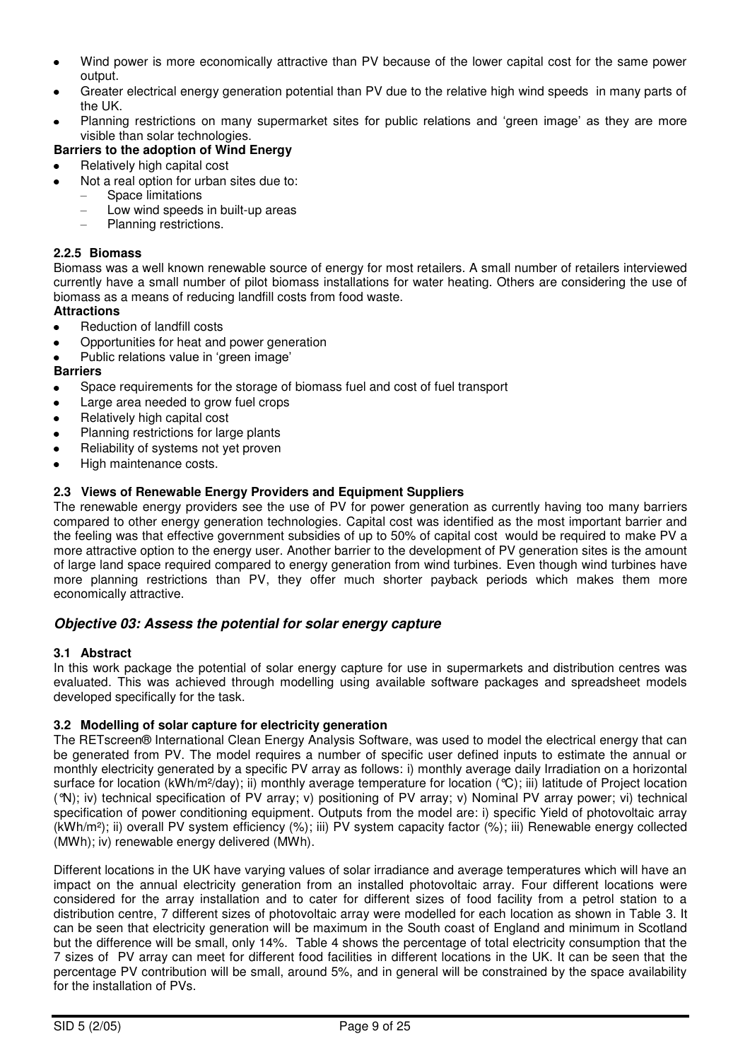- Wind power is more economically attractive than PV because of the lower capital cost for the same power output.
- Greater electrical energy generation potential than PV due to the relative high wind speeds in many parts of the UK.
- Planning restrictions on many supermarket sites for public relations and 'green image' as they are more visible than solar technologies.

**Barriers to the adoption of Wind Energy**

- Relatively high capital cost
- Not a real option for urban sites due to:
  - Space limitations
  - Low wind speeds in built-up areas
  - Planning restrictions.

### 2.2.5 Biomass

Biomass was a well known renewable source of energy for most retailers. A small number of retailers interviewed currently have a small number of pilot biomass installations for water heating. Others are considering the use of biomass as a means of reducing landfill costs from food waste.

**Attractions**

- Reduction of landfill costs
- Opportunities for heat and power generation
- Public relations value in 'green image'

**Barriers**

- Space requirements for the storage of biomass fuel and cost of fuel transport
- Large area needed to grow fuel crops
- Relatively high capital cost
- Planning restrictions for large plants
- Reliability of systems not yet proven
- High maintenance costs.

### 2.3 Views of Renewable Energy Providers and Equipment Suppliers

The renewable energy providers see the use of PV for power generation as currently having too many barriers compared to other energy generation technologies. Capital cost was identified as the most important barrier and the feeling was that effective government subsidies of up to 50% of capital cost would be required to make PV a more attractive option to the energy user. Another barrier to the development of PV generation sites is the amount of large land space required compared to energy generation from wind turbines. Even though wind turbines have more planning restrictions than PV, they offer much shorter payback periods which makes them more economically attractive.

## *Objective 03: Assess the potential for solar energy capture*

### 3.1 Abstract

In this work package the potential of solar energy capture for use in supermarkets and distribution centres was evaluated. This was achieved through modelling using available software packages and spreadsheet models developed specifically for the task.

### 3.2 Modelling of solar capture for electricity generation

The RETscreen® International Clean Energy Analysis Software, was used to model the electrical energy that can be generated from PV. The model requires a number of specific user defined inputs to estimate the annual or monthly electricity generated by a specific PV array as follows: i) monthly average daily Irradiation on a horizontal surface for location (kWh/m²/day); ii) monthly average temperature for location (°C); iii) latitude of Project location (°N); iv) technical specification of PV array; v) positioning of PV array; v) Nominal PV array power; vi) technical specification of power conditioning equipment. Outputs from the model are: i) specific Yield of photovoltaic array (kWh/m²); ii) overall PV system efficiency (%); iii) PV system capacity factor (%); iii) Renewable energy collected (MWh); iv) renewable energy delivered (MWh).

Different locations in the UK have varying values of solar irradiance and average temperatures which will have an impact on the annual electricity generation from an installed photovoltaic array. Four different locations were considered for the array installation and to cater for different sizes of food facility from a petrol station to a distribution centre, 7 different sizes of photovoltaic array were modelled for each location as shown in Table 3. It can be seen that electricity generation will be maximum in the South coast of England and minimum in Scotland but the difference will be small, only 14%. Table 4 shows the percentage of total electricity consumption that the 7 sizes of PV array can meet for different food facilities in different locations in the UK. It can be seen that the percentage PV contribution will be small, around 5%, and in general will be constrained by the space availability for the installation of PVs.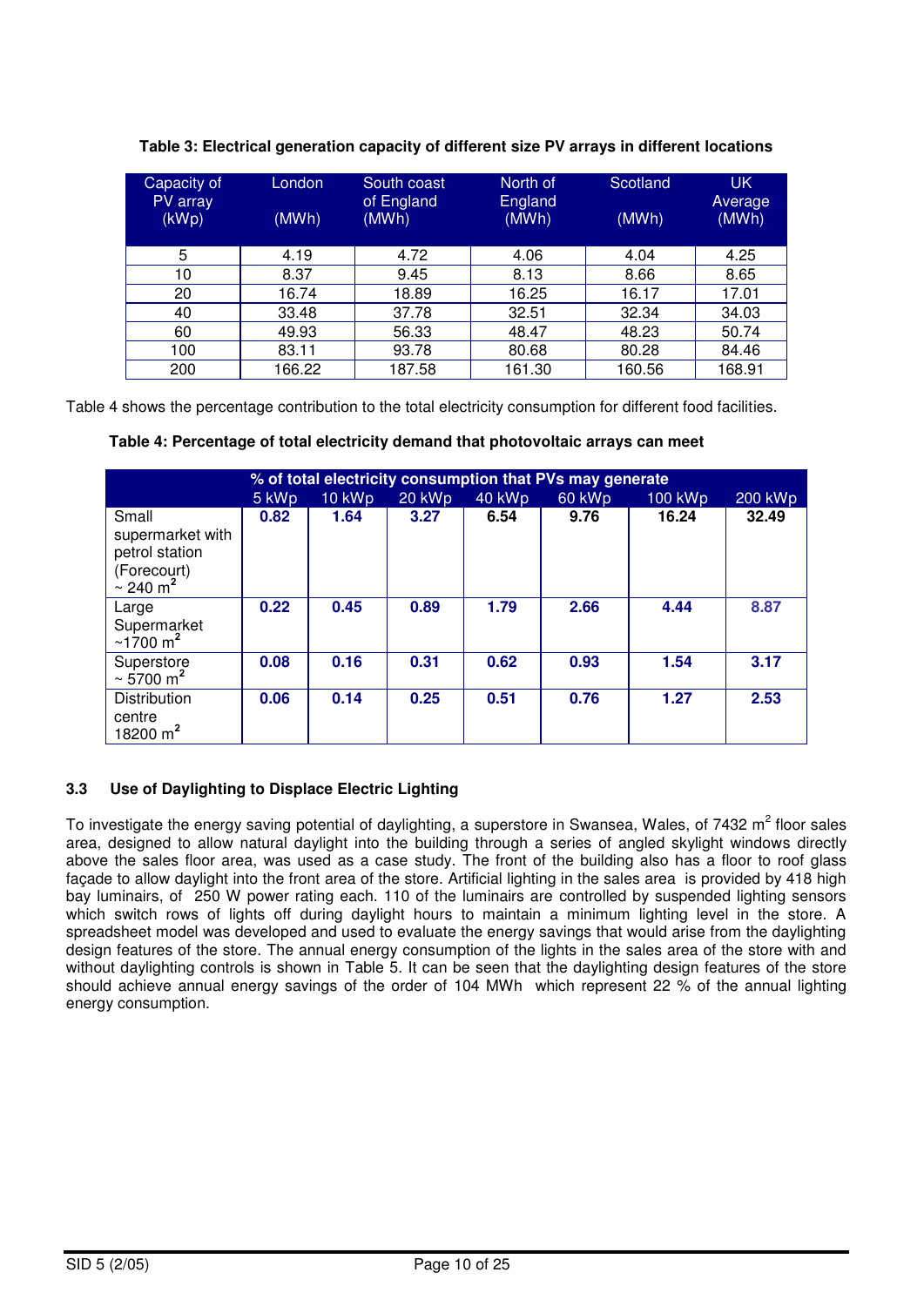**Table 3: Electrical generation capacity of different size PV arrays in different locations**

| Capacity of PV array (kWp) | London (MWh) | South coast of England (MWh) | North of England (MWh) | Scotland (MWh) | UK Average (MWh) |
|---|---|---|---|---|---|
| 5 | 4.19 | 4.72 | 4.06 | 4.04 | 4.25 |
| 10 | 8.37 | 9.45 | 8.13 | 8.66 | 8.65 |
| 20 | 16.74 | 18.89 | 16.25 | 16.17 | 17.01 |
| 40 | 33.48 | 37.78 | 32.51 | 32.34 | 34.03 |
| 60 | 49.93 | 56.33 | 48.47 | 48.23 | 50.74 |
| 100 | 83.11 | 93.78 | 80.68 | 80.28 | 84.46 |
| 200 | 166.22 | 187.58 | 161.30 | 160.56 | 168.91 |

Table 4 shows the percentage contribution to the total electricity consumption for different food facilities.

**Table 4: Percentage of total electricity demand that photovoltaic arrays can meet**

| | % of total electricity consumption that PVs may generate | | | | | | |
|---|---|---|---|---|---|---|---|
| | 5 kWp | 10 kWp | 20 kWp | 40 kWp | 60 kWp | 100 kWp | 200 kWp |
| Small supermarket with petrol station (Forecourt) ~ 240 m$^2$ | **0.82** | **1.64** | **3.27** | **6.54** | **9.76** | **16.24** | **32.49** |
| Large Supermarket ~1700 m$^2$ | **0.22** | **0.45** | **0.89** | **1.79** | **2.66** | **4.44** | **8.87** |
| Superstore ~ 5700 m$^2$ | **0.08** | **0.16** | **0.31** | **0.62** | **0.93** | **1.54** | **3.17** |
| Distribution centre 18200 m$^2$ | **0.06** | **0.14** | **0.25** | **0.51** | **0.76** | **1.27** | **2.53** |

### 3.3 Use of Daylighting to Displace Electric Lighting

To investigate the energy saving potential of daylighting, a superstore in Swansea, Wales, of 7432 m$^2$ floor sales area, designed to allow natural daylight into the building through a series of angled skylight windows directly above the sales floor area, was used as a case study. The front of the building also has a floor to roof glass façade to allow daylight into the front area of the store. Artificial lighting in the sales area is provided by 418 high bay luminairs, of 250 W power rating each. 110 of the luminairs are controlled by suspended lighting sensors which switch rows of lights off during daylight hours to maintain a minimum lighting level in the store. A spreadsheet model was developed and used to evaluate the energy savings that would arise from the daylighting design features of the store. The annual energy consumption of the lights in the sales area of the store with and without daylighting controls is shown in Table 5. It can be seen that the daylighting design features of the store should achieve annual energy savings of the order of 104 MWh which represent 22 % of the annual lighting energy consumption.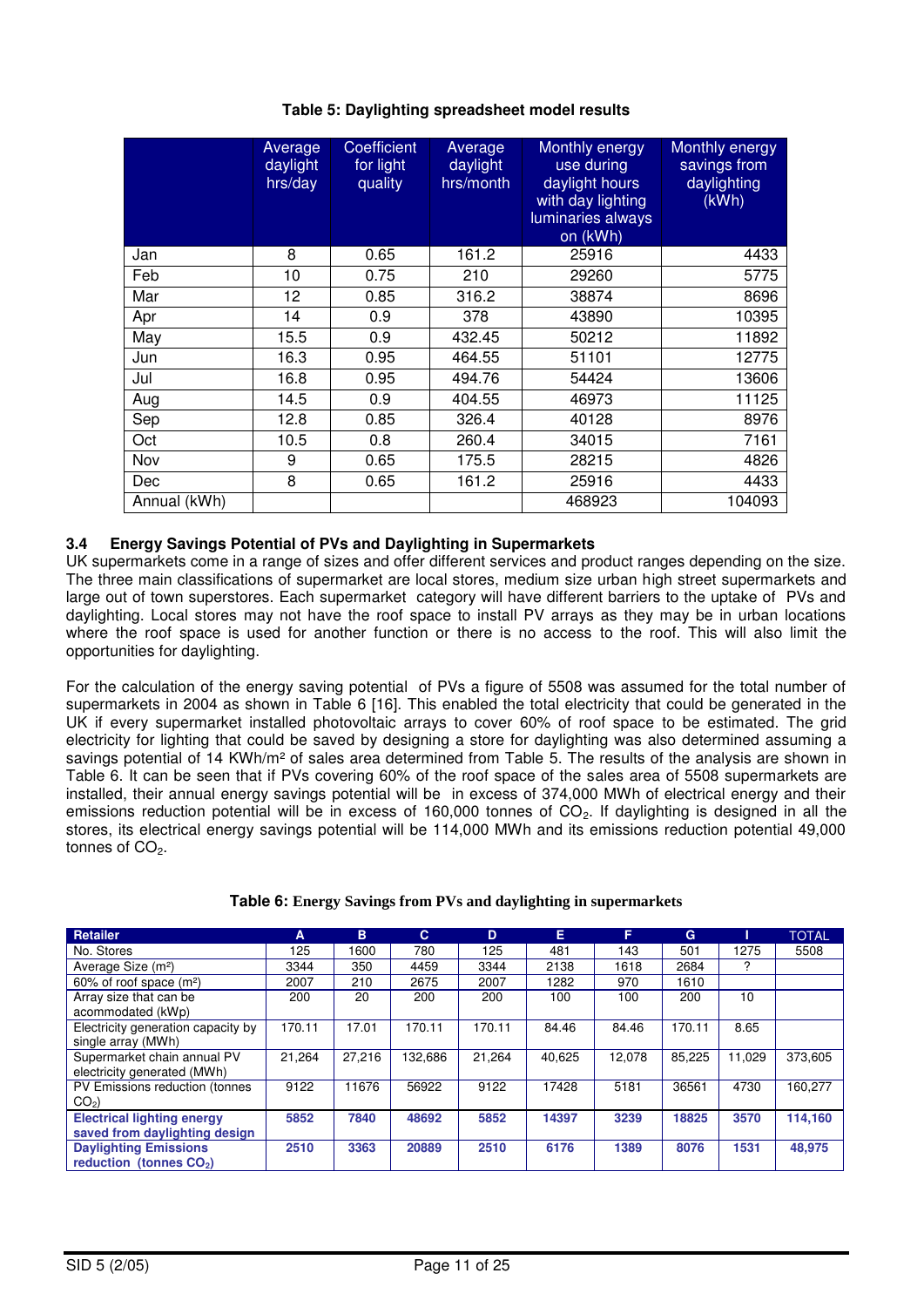**Table 5: Daylighting spreadsheet model results**

| | Average daylight hrs/day | Coefficient for light quality | Average daylight hrs/month | Monthly energy use during daylight hours with day lighting luminaries always on (kWh) | Monthly energy savings from daylighting (kWh) |
|---|---|---|---|---|---|
| Jan | 8 | 0.65 | 161.2 | 25916 | 4433 |
| Feb | 10 | 0.75 | 210 | 29260 | 5775 |
| Mar | 12 | 0.85 | 316.2 | 38874 | 8696 |
| Apr | 14 | 0.9 | 378 | 43890 | 10395 |
| May | 15.5 | 0.9 | 432.45 | 50212 | 11892 |
| Jun | 16.3 | 0.95 | 464.55 | 51101 | 12775 |
| Jul | 16.8 | 0.95 | 494.76 | 54424 | 13606 |
| Aug | 14.5 | 0.9 | 404.55 | 46973 | 11125 |
| Sep | 12.8 | 0.85 | 326.4 | 40128 | 8976 |
| Oct | 10.5 | 0.8 | 260.4 | 34015 | 7161 |
| Nov | 9 | 0.65 | 175.5 | 28215 | 4826 |
| Dec | 8 | 0.65 | 161.2 | 25916 | 4433 |
| Annual (kWh) | | | | 468923 | 104093 |

### 3.4 Energy Savings Potential of PVs and Daylighting in Supermarkets

UK supermarkets come in a range of sizes and offer different services and product ranges depending on the size. The three main classifications of supermarket are local stores, medium size urban high street supermarkets and large out of town superstores. Each supermarket category will have different barriers to the uptake of PVs and daylighting. Local stores may not have the roof space to install PV arrays as they may be in urban locations where the roof space is used for another function or there is no access to the roof. This will also limit the opportunities for daylighting.

For the calculation of the energy saving potential of PVs a figure of 5508 was assumed for the total number of supermarkets in 2004 as shown in Table 6 [16]. This enabled the total electricity that could be generated in the UK if every supermarket installed photovoltaic arrays to cover 60% of roof space to be estimated. The grid electricity for lighting that could be saved by designing a store for daylighting was also determined assuming a savings potential of 14 KWh/m² of sales area determined from Table 5. The results of the analysis are shown in Table 6. It can be seen that if PVs covering 60% of the roof space of the sales area of 5508 supermarkets are installed, their annual energy savings potential will be in excess of 374,000 MWh of electrical energy and their emissions reduction potential will be in excess of 160,000 tonnes of $CO_2$. If daylighting is designed in all the stores, its electrical energy savings potential will be 114,000 MWh and its emissions reduction potential 49,000 tonnes of $CO_2$.

**Table 6: Energy Savings from PVs and daylighting in supermarkets**

| Retailer | A | B | C | D | E | F | G | I | TOTAL |
|---|---|---|---|---|---|---|---|---|---|
| No. Stores | 125 | 1600 | 780 | 125 | 481 | 143 | 501 | 1275 | 5508 |
| Average Size (m²) | 3344 | 350 | 4459 | 3344 | 2138 | 1618 | 2684 | ? | |
| 60% of roof space (m²) | 2007 | 210 | 2675 | 2007 | 1282 | 970 | 1610 | | |
| Array size that can be acommodated (kWp) | 200 | 20 | 200 | 200 | 100 | 100 | 200 | 10 | |
| Electricity generation capacity by single array (MWh) | 170.11 | 17.01 | 170.11 | 170.11 | 84.46 | 84.46 | 170.11 | 8.65 | |
| Supermarket chain annual PV electricity generated (MWh) | 21,264 | 27,216 | 132,686 | 21,264 | 40,625 | 12,078 | 85,225 | 11,029 | 373,605 |
| PV Emissions reduction (tonnes $CO_2$) | 9122 | 11676 | 56922 | 9122 | 17428 | 5181 | 36561 | 4730 | 160,277 |
| **Electrical lighting energy saved from daylighting design** | **5852** | **7840** | **48692** | **5852** | **14397** | **3239** | **18825** | **3570** | **114,160** |
| **Daylighting Emissions reduction (tonnes $CO_2$)** | **2510** | **3363** | **20889** | **2510** | **6176** | **1389** | **8076** | **1531** | **48,975** |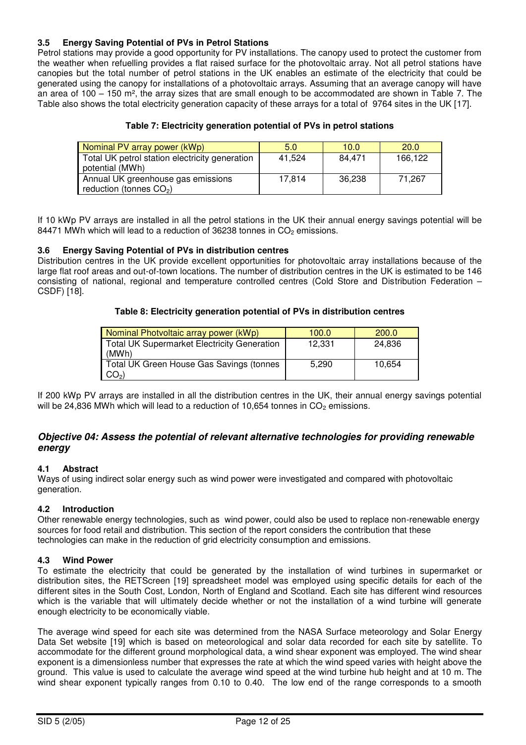### 3.5 Energy Saving Potential of PVs in Petrol Stations

Petrol stations may provide a good opportunity for PV installations. The canopy used to protect the customer from the weather when refuelling provides a flat raised surface for the photovoltaic array. Not all petrol stations have canopies but the total number of petrol stations in the UK enables an estimate of the electricity that could be generated using the canopy for installations of a photovoltaic arrays. Assuming that an average canopy will have an area of 100 – 150 m², the array sizes that are small enough to be accommodated are shown in Table 7. The Table also shows the total electricity generation capacity of these arrays for a total of 9764 sites in the UK [17].

**Table 7: Electricity generation potential of PVs in petrol stations**

| Nominal PV array power (kWp) | 5.0 | 10.0 | 20.0 |
| --- | --- | --- | --- |
| Total UK petrol station electricity generation potential (MWh) | 41,524 | 84,471 | 166,122 |
| Annual UK greenhouse gas emissions reduction (tonnes $CO_2$) | 17,814 | 36,238 | 71,267 |

If 10 kWp PV arrays are installed in all the petrol stations in the UK their annual energy savings potential will be 84471 MWh which will lead to a reduction of 36238 tonnes in $CO_2$ emissions.

### 3.6 Energy Saving Potential of PVs in distribution centres

Distribution centres in the UK provide excellent opportunities for photovoltaic array installations because of the large flat roof areas and out-of-town locations. The number of distribution centres in the UK is estimated to be 146 consisting of national, regional and temperature controlled centres (Cold Store and Distribution Federation – CSDF) [18].

**Table 8: Electricity generation potential of PVs in distribution centres**

| Nominal Photvoltaic array power (kWp) | 100.0 | 200.0 |
| --- | --- | --- |
| Total UK Supermarket Electricity Generation (MWh) | 12,331 | 24,836 |
| Total UK Green House Gas Savings (tonnes $CO_2$) | 5,290 | 10,654 |

If 200 kWp PV arrays are installed in all the distribution centres in the UK, their annual energy savings potential will be 24,836 MWh which will lead to a reduction of 10,654 tonnes in $CO_2$ emissions.

## *Objective 04: Assess the potential of relevant alternative technologies for providing renewable energy*

### 4.1 Abstract

Ways of using indirect solar energy such as wind power were investigated and compared with photovoltaic generation.

### 4.2 Introduction

Other renewable energy technologies, such as wind power, could also be used to replace non-renewable energy sources for food retail and distribution. This section of the report considers the contribution that these technologies can make in the reduction of grid electricity consumption and emissions.

### 4.3 Wind Power

To estimate the electricity that could be generated by the installation of wind turbines in supermarket or distribution sites, the RETScreen [19] spreadsheet model was employed using specific details for each of the different sites in the South Cost, London, North of England and Scotland. Each site has different wind resources which is the variable that will ultimately decide whether or not the installation of a wind turbine will generate enough electricity to be economically viable.

The average wind speed for each site was determined from the NASA Surface meteorology and Solar Energy Data Set website [19] which is based on meteorological and solar data recorded for each site by satellite. To accommodate for the different ground morphological data, a wind shear exponent was employed. The wind shear exponent is a dimensionless number that expresses the rate at which the wind speed varies with height above the ground. This value is used to calculate the average wind speed at the wind turbine hub height and at 10 m. The wind shear exponent typically ranges from 0.10 to 0.40. The low end of the range corresponds to a smooth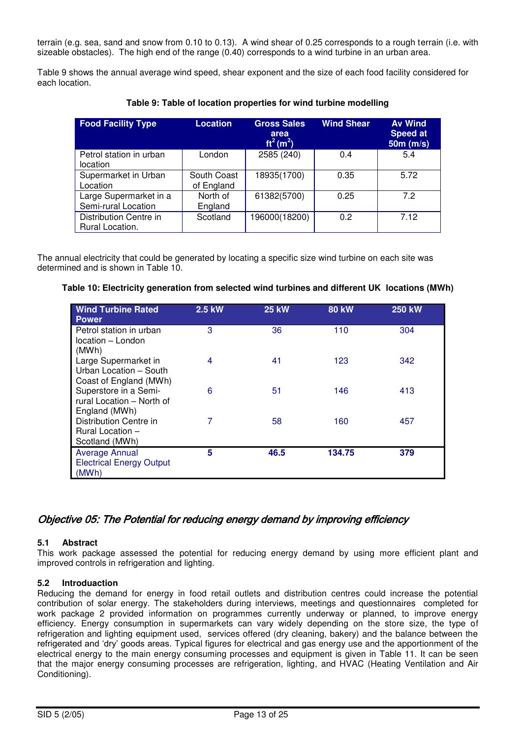terrain (e.g. sea, sand and snow from 0.10 to 0.13). A wind shear of 0.25 corresponds to a rough terrain (i.e. with sizeable obstacles). The high end of the range (0.40) corresponds to a wind turbine in an urban area.

Table 9 shows the annual average wind speed, shear exponent and the size of each food facility considered for each location.

**Table 9: Table of location properties for wind turbine modelling**

| Food Facility Type | Location | Gross Sales area ft$^2$ (m$^2$) | Wind Shear | Av Wind Speed at 50m (m/s) |
|---|---|---|---|---|
| Petrol station in urban location | London | 2585 (240) | 0.4 | 5.4 |
| Supermarket in Urban Location | South Coast of England | 18935(1700) | 0.35 | 5.72 |
| Large Supermarket in a Semi-rural Location | North of England | 61382(5700) | 0.25 | 7.2 |
| Distribution Centre in Rural Location. | Scotland | 196000(18200) | 0.2 | 7.12 |

The annual electricity that could be generated by locating a specific size wind turbine on each site was determined and is shown in Table 10.

**Table 10: Electricity generation from selected wind turbines and different UK locations (MWh)**

| Wind Turbine Rated Power | 2.5 kW | 25 kW | 80 kW | 250 kW |
|---|---|---|---|---|
| Petrol station in urban location – London (MWh) | 3 | 36 | 110 | 304 |
| Large Supermarket in Urban Location – South Coast of England (MWh) | 4 | 41 | 123 | 342 |
| Superstore in a Semi-rural Location – North of England (MWh) | 6 | 51 | 146 | 413 |
| Distribution Centre in Rural Location – Scotland (MWh) | 7 | 58 | 160 | 457 |
| Average Annual Electrical Energy Output (MWh) | **5** | **46.5** | **134.75** | **379** |

## *Objective 05: The Potential for reducing energy demand by improving efficiency*

### 5.1 Abstract

This work package assessed the potential for reducing energy demand by using more efficient plant and improved controls in refrigeration and lighting.

### 5.2 Introduction

Reducing the demand for energy in food retail outlets and distribution centres could increase the potential contribution of solar energy. The stakeholders during interviews, meetings and questionnaires completed for work package 2 provided information on programmes currently underway or planned, to improve energy efficiency. Energy consumption in supermarkets can vary widely depending on the store size, the type of refrigeration and lighting equipment used, services offered (dry cleaning, bakery) and the balance between the refrigerated and 'dry' goods areas. Typical figures for electrical and gas energy use and the apportionment of the electrical energy to the main energy consuming processes and equipment is given in Table 11. It can be seen that the major energy consuming processes are refrigeration, lighting, and HVAC (Heating Ventilation and Air Conditioning).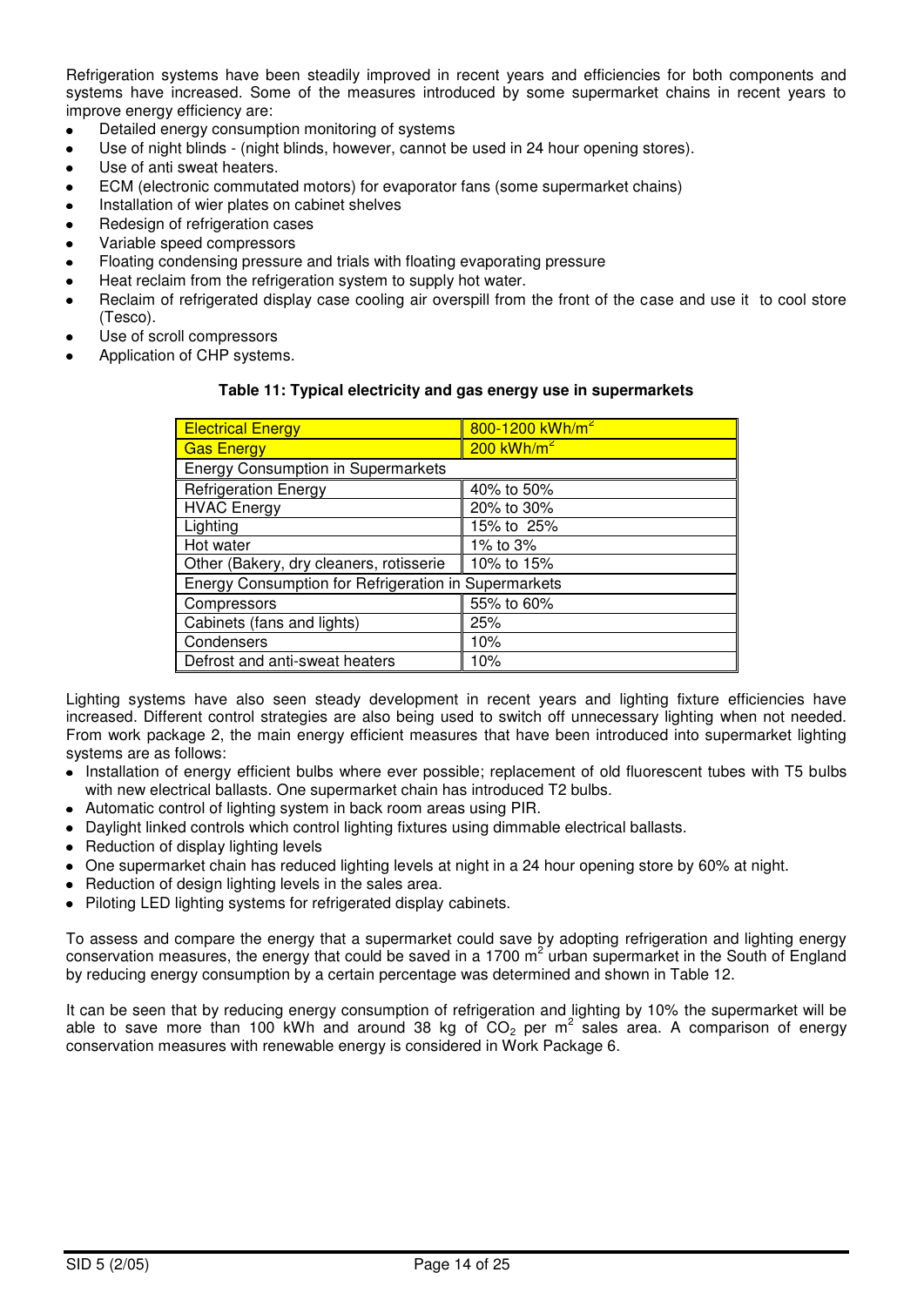Refrigeration systems have been steadily improved in recent years and efficiencies for both components and systems have increased. Some of the measures introduced by some supermarket chains in recent years to improve energy efficiency are:

- Detailed energy consumption monitoring of systems
- Use of night blinds - (night blinds, however, cannot be used in 24 hour opening stores).
- Use of anti sweat heaters.
- ECM (electronic commutated motors) for evaporator fans (some supermarket chains)
- Installation of wier plates on cabinet shelves
- Redesign of refrigeration cases
- Variable speed compressors
- Floating condensing pressure and trials with floating evaporating pressure
- Heat reclaim from the refrigeration system to supply hot water.
- Reclaim of refrigerated display case cooling air overspill from the front of the case and use it to cool store (Tesco).
- Use of scroll compressors
- Application of CHP systems.

**Table 11: Typical electricity and gas energy use in supermarkets**

| Electrical Energy | 800-1200 kWh/m$^2$ |
|---|---|
| Gas Energy | 200 kWh/m$^2$ |
| Energy Consumption in Supermarkets | |
| Refrigeration Energy | 40% to 50% |
| HVAC Energy | 20% to 30% |
| Lighting | 15% to 25% |
| Hot water | 1% to 3% |
| Other (Bakery, dry cleaners, rotisserie | 10% to 15% |
| Energy Consumption for Refrigeration in Supermarkets | |
| Compressors | 55% to 60% |
| Cabinets (fans and lights) | 25% |
| Condensers | 10% |
| Defrost and anti-sweat heaters | 10% |

Lighting systems have also seen steady development in recent years and lighting fixture efficiencies have increased. Different control strategies are also being used to switch off unnecessary lighting when not needed. From work package 2, the main energy efficient measures that have been introduced into supermarket lighting systems are as follows:

- Installation of energy efficient bulbs where ever possible; replacement of old fluorescent tubes with T5 bulbs with new electrical ballasts. One supermarket chain has introduced T2 bulbs.
- Automatic control of lighting system in back room areas using PIR.
- Daylight linked controls which control lighting fixtures using dimmable electrical ballasts.
- Reduction of display lighting levels
- One supermarket chain has reduced lighting levels at night in a 24 hour opening store by 60% at night.
- Reduction of design lighting levels in the sales area.
- Piloting LED lighting systems for refrigerated display cabinets.

To assess and compare the energy that a supermarket could save by adopting refrigeration and lighting energy conservation measures, the energy that could be saved in a 1700 m$^2$ urban supermarket in the South of England by reducing energy consumption by a certain percentage was determined and shown in Table 12.

It can be seen that by reducing energy consumption of refrigeration and lighting by 10% the supermarket will be able to save more than 100 kWh and around 38 kg of $CO_2$ per m$^2$ sales area. A comparison of energy conservation measures with renewable energy is considered in Work Package 6.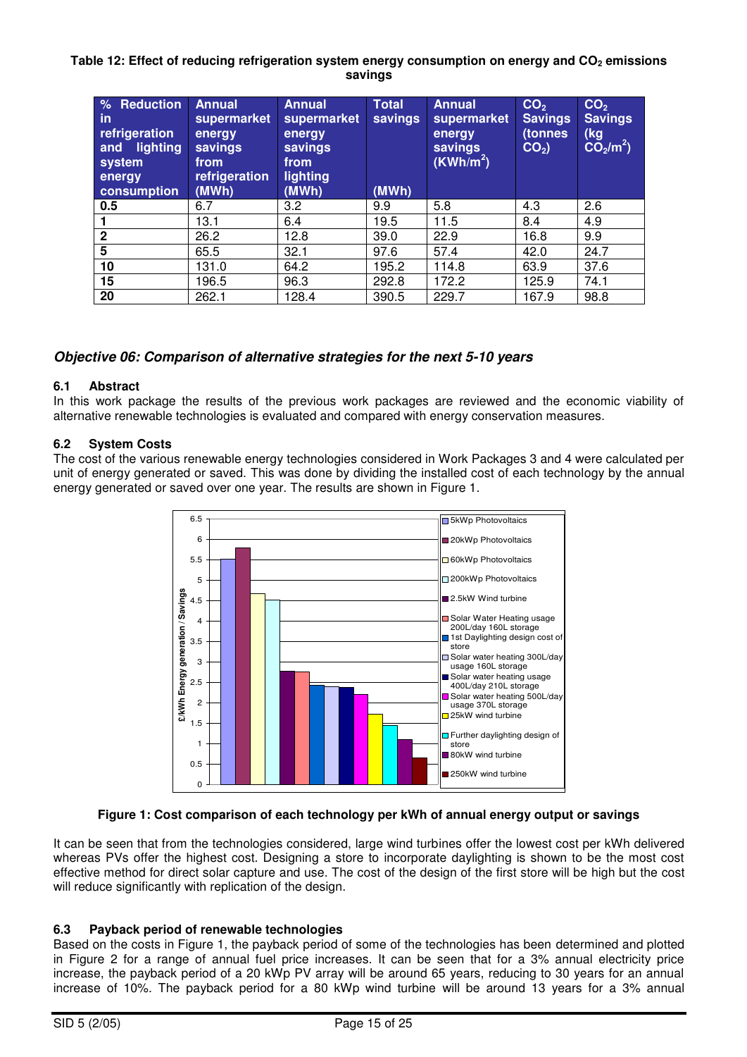**Table 12: Effect of reducing refrigeration system energy consumption on energy and $CO_2$ emissions savings**

| % Reduction in refrigeration and lighting system energy consumption | Annual supermarket energy savings from refrigeration (MWh) | Annual supermarket energy savings from lighting (MWh) | Total savings (MWh) | Annual supermarket energy savings (KWh/m$^2$) | $CO_2$ Savings (tonnes $CO_2$) | $CO_2$ Savings (kg $CO_2$/m$^2$) |
|---|---|---|---|---|---|---|
| **0.5** | 6.7 | 3.2 | 9.9 | 5.8 | 4.3 | 2.6 |
| **1** | 13.1 | 6.4 | 19.5 | 11.5 | 8.4 | 4.9 |
| **2** | 26.2 | 12.8 | 39.0 | 22.9 | 16.8 | 9.9 |
| **5** | 65.5 | 32.1 | 97.6 | 57.4 | 42.0 | 24.7 |
| **10** | 131.0 | 64.2 | 195.2 | 114.8 | 63.9 | 37.6 |
| **15** | 196.5 | 96.3 | 292.8 | 172.2 | 125.9 | 74.1 |
| **20** | 262.1 | 128.4 | 390.5 | 229.7 | 167.9 | 98.8 |

## *Objective 06: Comparison of alternative strategies for the next 5-10 years*

### 6.1 Abstract

In this work package the results of the previous work packages are reviewed and the economic viability of alternative renewable technologies is evaluated and compared with energy conservation measures.

### 6.2 System Costs

The cost of the various renewable energy technologies considered in Work Packages 3 and 4 were calculated per unit of energy generated or saved. This was done by dividing the installed cost of each technology by the annual energy generated or saved over one year. The results are shown in Figure 1.

**Figure 1: Cost comparison of each technology per kWh of annual energy output or savings**

It can be seen that from the technologies considered, large wind turbines offer the lowest cost per kWh delivered whereas PVs offer the highest cost. Designing a store to incorporate daylighting is shown to be the most cost effective method for direct solar capture and use. The cost of the design of the first store will be high but the cost will reduce significantly with replication of the design.

### 6.3 Payback period of renewable technologies

Based on the costs in Figure 1, the payback period of some of the technologies has been determined and plotted in Figure 2 for a range of annual fuel price increases. It can be seen that for a 3% annual electricity price increase, the payback period of a 20 kWp PV array will be around 65 years, reducing to 30 years for an annual increase of 10%. The payback period for a 80 kWp wind turbine will be around 13 years for a 3% annual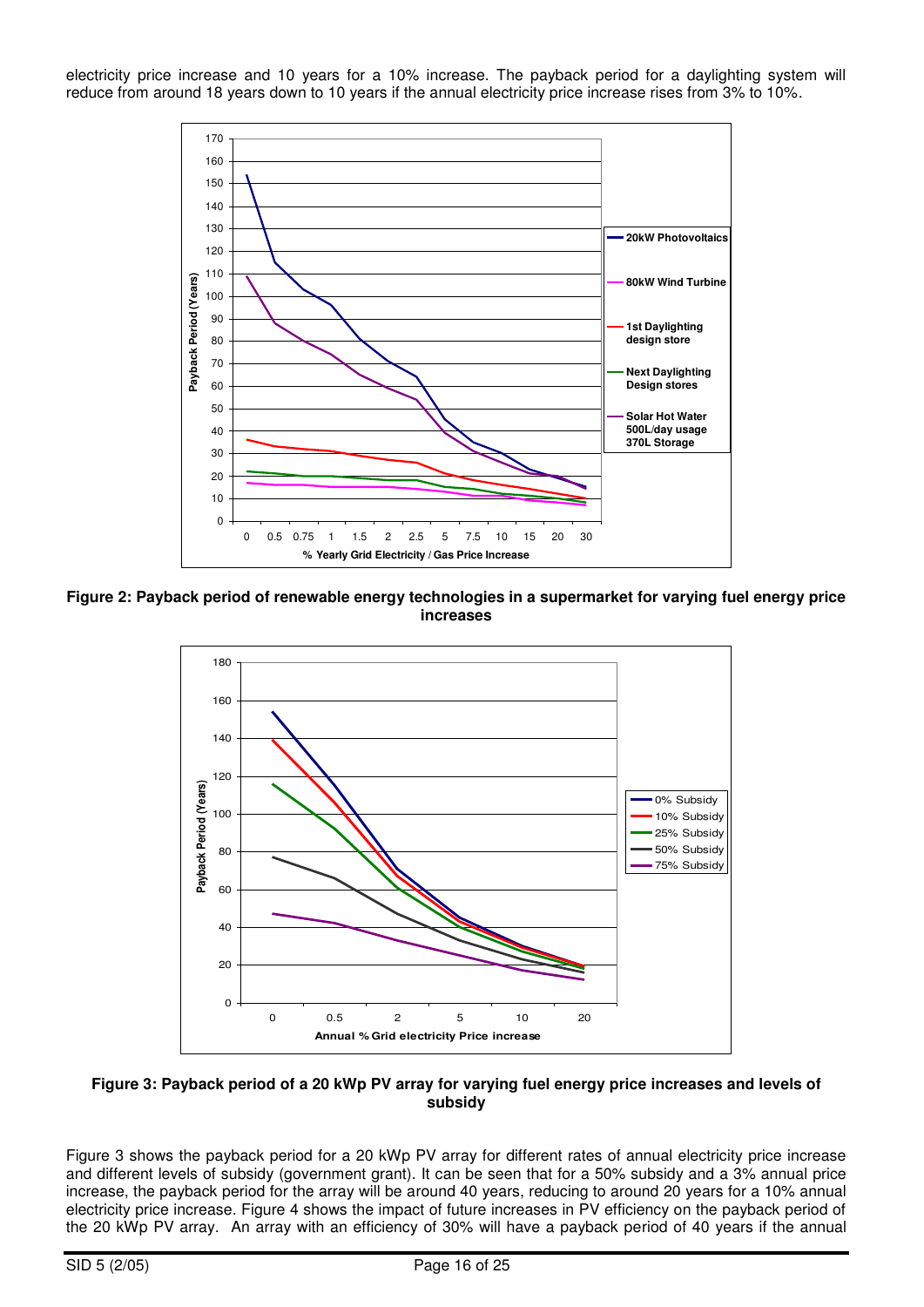electricity price increase and 10 years for a 10% increase. The payback period for a daylighting system will reduce from around 18 years down to 10 years if the annual electricity price increase rises from 3% to 10%.

**Figure 2: Payback period of renewable energy technologies in a supermarket for varying fuel energy price increases**

**Figure 3: Payback period of a 20 kWp PV array for varying fuel energy price increases and levels of subsidy**

Figure 3 shows the payback period for a 20 kWp PV array for different rates of annual electricity price increase and different levels of subsidy (government grant). It can be seen that for a 50% subsidy and a 3% annual price increase, the payback period for the array will be around 40 years, reducing to around 20 years for a 10% annual electricity price increase. Figure 4 shows the impact of future increases in PV efficiency on the payback period of the 20 kWp PV array. An array with an efficiency of 30% will have a payback period of 40 years if the annual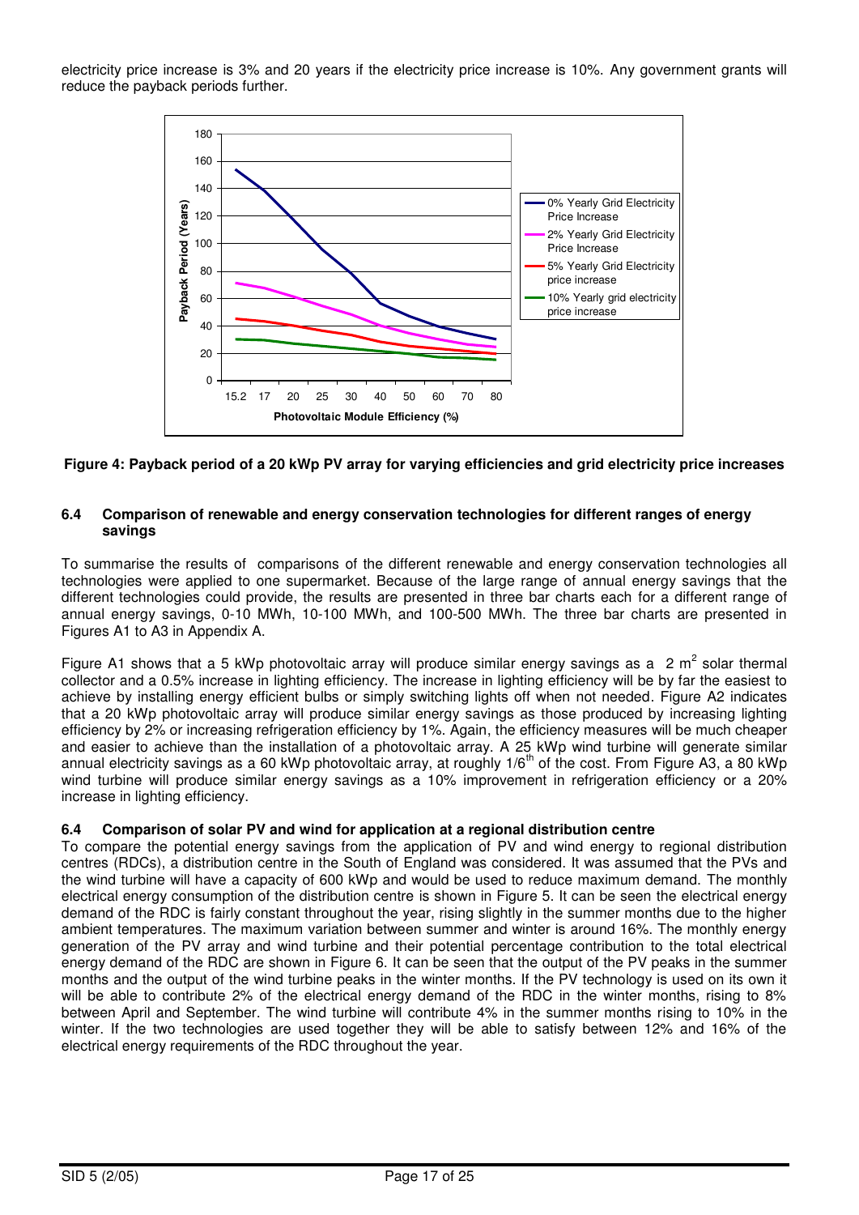electricity price increase is 3% and 20 years if the electricity price increase is 10%. Any government grants will reduce the payback periods further.

**Figure 4: Payback period of a 20 kWp PV array for varying efficiencies and grid electricity price increases**

### 6.4 Comparison of renewable and energy conservation technologies for different ranges of energy savings

To summarise the results of comparisons of the different renewable and energy conservation technologies all technologies were applied to one supermarket. Because of the large range of annual energy savings that the different technologies could provide, the results are presented in three bar charts each for a different range of annual energy savings, 0-10 MWh, 10-100 MWh, and 100-500 MWh. The three bar charts are presented in Figures A1 to A3 in Appendix A.

Figure A1 shows that a 5 kWp photovoltaic array will produce similar energy savings as a 2 $m^2$ solar thermal collector and a 0.5% increase in lighting efficiency. The increase in lighting efficiency will be by far the easiest to achieve by installing energy efficient bulbs or simply switching lights off when not needed. Figure A2 indicates that a 20 kWp photovoltaic array will produce similar energy savings as those produced by increasing lighting efficiency by 2% or increasing refrigeration efficiency by 1%. Again, the efficiency measures will be much cheaper and easier to achieve than the installation of a photovoltaic array. A 25 kWp wind turbine will generate similar annual electricity savings as a 60 kWp photovoltaic array, at roughly 1/6th of the cost. From Figure A3, a 80 kWp wind turbine will produce similar energy savings as a 10% improvement in refrigeration efficiency or a 20% increase in lighting efficiency.

### 6.4 Comparison of solar PV and wind for application at a regional distribution centre

To compare the potential energy savings from the application of PV and wind energy to regional distribution centres (RDCs), a distribution centre in the South of England was considered. It was assumed that the PVs and the wind turbine will have a capacity of 600 kWp and would be used to reduce maximum demand. The monthly electrical energy consumption of the distribution centre is shown in Figure 5. It can be seen the electrical energy demand of the RDC is fairly constant throughout the year, rising slightly in the summer months due to the higher ambient temperatures. The maximum variation between summer and winter is around 16%. The monthly energy generation of the PV array and wind turbine and their potential percentage contribution to the total electrical energy demand of the RDC are shown in Figure 6. It can be seen that the output of the PV peaks in the summer months and the output of the wind turbine peaks in the winter months. If the PV technology is used on its own it will be able to contribute 2% of the electrical energy demand of the RDC in the winter months, rising to 8% between April and September. The wind turbine will contribute 4% in the summer months rising to 10% in the winter. If the two technologies are used together they will be able to satisfy between 12% and 16% of the electrical energy requirements of the RDC throughout the year.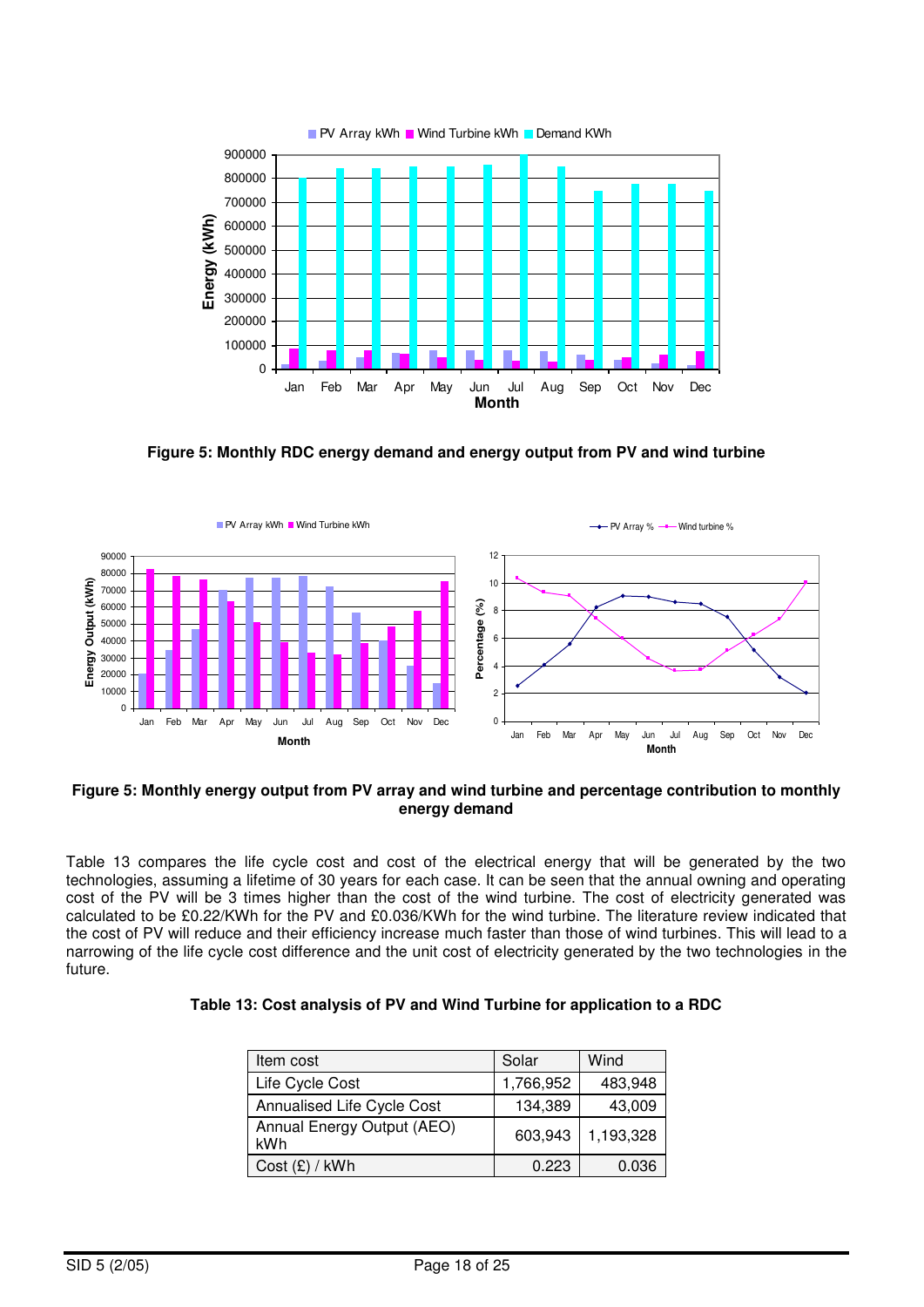**Figure 5: Monthly RDC energy demand and energy output from PV and wind turbine**

**Figure 5: Monthly energy output from PV array and wind turbine and percentage contribution to monthly energy demand**

Table 13 compares the life cycle cost and cost of the electrical energy that will be generated by the two technologies, assuming a lifetime of 30 years for each case. It can be seen that the annual owning and operating cost of the PV will be 3 times higher than the cost of the wind turbine. The cost of electricity generated was calculated to be £0.22/KWh for the PV and £0.036/KWh for the wind turbine. The literature review indicated that the cost of PV will reduce and their efficiency increase much faster than those of wind turbines. This will lead to a narrowing of the life cycle cost difference and the unit cost of electricity generated by the two technologies in the future.

**Table 13: Cost analysis of PV and Wind Turbine for application to a RDC**

| Item cost | Solar | Wind |
|---|---|---|
| Life Cycle Cost | 1,766,952 | 483,948 |
| Annualised Life Cycle Cost | 134,389 | 43,009 |
| Annual Energy Output (AEO) kWh | 603,943 | 1,193,328 |
| Cost (£) / kWh | 0.223 | 0.036 |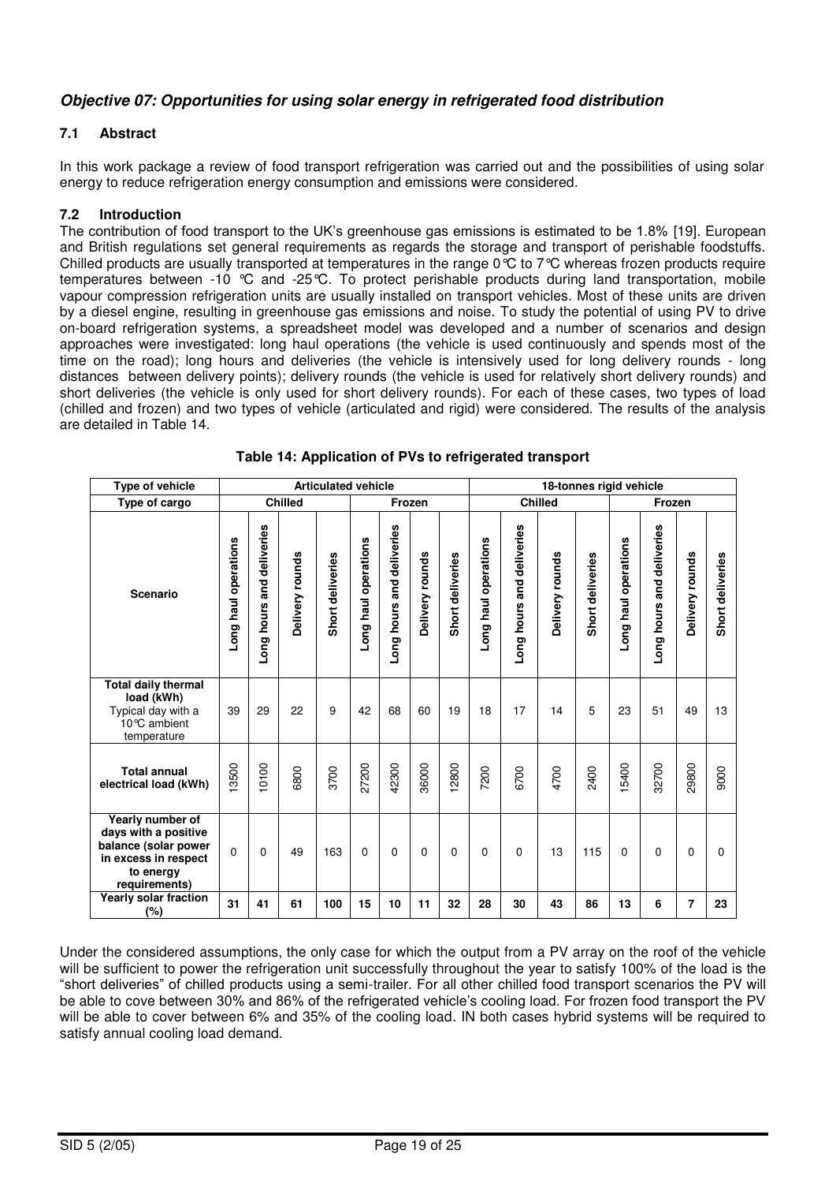## *Objective 07: Opportunities for using solar energy in refrigerated food distribution*

### 7.1 Abstract

In this work package a review of food transport refrigeration was carried out and the possibilities of using solar energy to reduce refrigeration energy consumption and emissions were considered.

### 7.2 Introduction

The contribution of food transport to the UK's greenhouse gas emissions is estimated to be 1.8% [19]. European and British regulations set general requirements as regards the storage and transport of perishable foodstuffs. Chilled products are usually transported at temperatures in the range 0℃ to 7℃ whereas frozen products require temperatures between -10 ℃ and -25℃. To protect perishable products during land transportation, mobile vapour compression refrigeration units are usually installed on transport vehicles. Most of these units are driven by a diesel engine, resulting in greenhouse gas emissions and noise. To study the potential of using PV to drive on-board refrigeration systems, a spreadsheet model was developed and a number of scenarios and design approaches were investigated: long haul operations (the vehicle is used continuously and spends most of the time on the road); long hours and deliveries (the vehicle is intensively used for long delivery rounds - long distances between delivery points); delivery rounds (the vehicle is used for relatively short delivery rounds) and short deliveries (the vehicle is only used for short delivery rounds). For each of these cases, two types of load (chilled and frozen) and two types of vehicle (articulated and rigid) were considered. The results of the analysis are detailed in Table 14.

**Table 14: Application of PVs to refrigerated transport**

| Type of vehicle | Articulated vehicle | | | | | | | | 18-tonnes rigid vehicle | | | | | | | |
|---|---|---|---|---|---|---|---|---|---|---|---|---|---|---|---|---|
| Type of cargo | Chilled | | | | Frozen | | | | Chilled | | | | Frozen | | | |
| Scenario | Long haul operations | Long hours and deliveries | Delivery rounds | Short deliveries | Long haul operations | Long hours and deliveries | Delivery rounds | Short deliveries | Long haul operations | Long hours and deliveries | Delivery rounds | Short deliveries | Long haul operations | Long hours and deliveries | Delivery rounds | Short deliveries |
| **Total daily thermal load (kWh)** Typical day with a 10℃ ambient temperature | 39 | 29 | 22 | 9 | 42 | 68 | 60 | 19 | 18 | 17 | 14 | 5 | 23 | 51 | 49 | 13 |
| **Total annual electrical load (kWh)** | 13500 | 10100 | 6800 | 3700 | 27200 | 42300 | 36000 | 12800 | 7200 | 6700 | 4700 | 2400 | 15400 | 32700 | 29800 | 9000 |
| **Yearly number of days with a positive balance (solar power in excess in respect to energy requirements)** | 0 | 0 | 49 | 163 | 0 | 0 | 0 | 0 | 0 | 0 | 13 | 115 | 0 | 0 | 0 | 0 |
| **Yearly solar fraction (%)** | **31** | **41** | **61** | **100** | **15** | **10** | **11** | **32** | **28** | **30** | **43** | **86** | **13** | **6** | **7** | **23** |

Under the considered assumptions, the only case for which the output from a PV array on the roof of the vehicle will be sufficient to power the refrigeration unit successfully throughout the year to satisfy 100% of the load is the "short deliveries" of chilled products using a semi-trailer. For all other chilled food transport scenarios the PV will be able to cove between 30% and 86% of the refrigerated vehicle's cooling load. For frozen food transport the PV will be able to cover between 6% and 35% of the cooling load. IN both cases hybrid systems will be required to satisfy annual cooling load demand.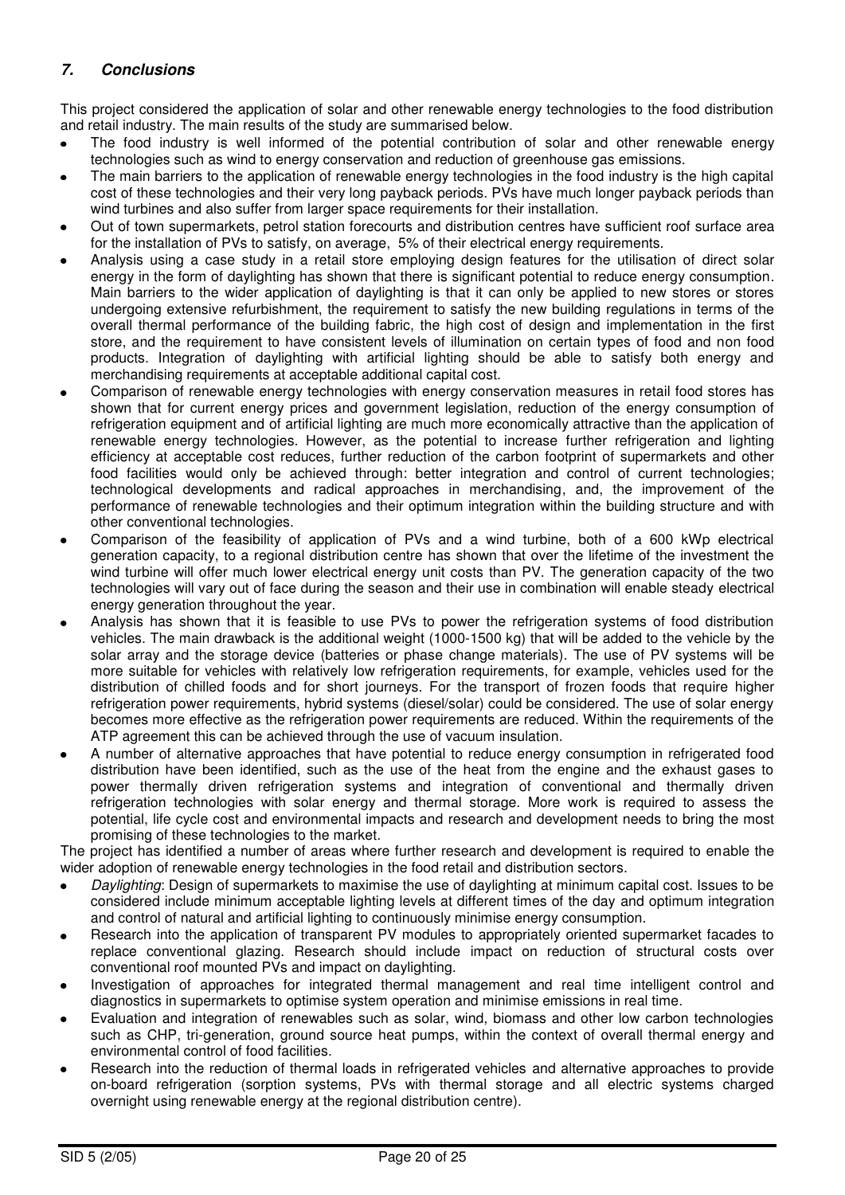## *7. Conclusions*

This project considered the application of solar and other renewable energy technologies to the food distribution and retail industry. The main results of the study are summarised below.

- The food industry is well informed of the potential contribution of solar and other renewable energy technologies such as wind to energy conservation and reduction of greenhouse gas emissions.
- The main barriers to the application of renewable energy technologies in the food industry is the high capital cost of these technologies and their very long payback periods. PVs have much longer payback periods than wind turbines and also suffer from larger space requirements for their installation.
- Out of town supermarkets, petrol station forecourts and distribution centres have sufficient roof surface area for the installation of PVs to satisfy, on average, 5% of their electrical energy requirements.
- Analysis using a case study in a retail store employing design features for the utilisation of direct solar energy in the form of daylighting has shown that there is significant potential to reduce energy consumption. Main barriers to the wider application of daylighting is that it can only be applied to new stores or stores undergoing extensive refurbishment, the requirement to satisfy the new building regulations in terms of the overall thermal performance of the building fabric, the high cost of design and implementation in the first store, and the requirement to have consistent levels of illumination on certain types of food and non food products. Integration of daylighting with artificial lighting should be able to satisfy both energy and merchandising requirements at acceptable additional capital cost.
- Comparison of renewable energy technologies with energy conservation measures in retail food stores has shown that for current energy prices and government legislation, reduction of the energy consumption of refrigeration equipment and of artificial lighting are much more economically attractive than the application of renewable energy technologies. However, as the potential to increase further refrigeration and lighting efficiency at acceptable cost reduces, further reduction of the carbon footprint of supermarkets and other food facilities would only be achieved through: better integration and control of current technologies; technological developments and radical approaches in merchandising, and, the improvement of the performance of renewable technologies and their optimum integration within the building structure and with other conventional technologies.
- Comparison of the feasibility of application of PVs and a wind turbine, both of a 600 kWp electrical generation capacity, to a regional distribution centre has shown that over the lifetime of the investment the wind turbine will offer much lower electrical energy unit costs than PV. The generation capacity of the two technologies will vary out of face during the season and their use in combination will enable steady electrical energy generation throughout the year.
- Analysis has shown that it is feasible to use PVs to power the refrigeration systems of food distribution vehicles. The main drawback is the additional weight (1000-1500 kg) that will be added to the vehicle by the solar array and the storage device (batteries or phase change materials). The use of PV systems will be more suitable for vehicles with relatively low refrigeration requirements, for example, vehicles used for the distribution of chilled foods and for short journeys. For the transport of frozen foods that require higher refrigeration power requirements, hybrid systems (diesel/solar) could be considered. The use of solar energy becomes more effective as the refrigeration power requirements are reduced. Within the requirements of the ATP agreement this can be achieved through the use of vacuum insulation.
- A number of alternative approaches that have potential to reduce energy consumption in refrigerated food distribution have been identified, such as the use of the heat from the engine and the exhaust gases to power thermally driven refrigeration systems and integration of conventional and thermally driven refrigeration technologies with solar energy and thermal storage. More work is required to assess the potential, life cycle cost and environmental impacts and research and development needs to bring the most promising of these technologies to the market.

The project has identified a number of areas where further research and development is required to enable the wider adoption of renewable energy technologies in the food retail and distribution sectors.

- *Daylighting*: Design of supermarkets to maximise the use of daylighting at minimum capital cost. Issues to be considered include minimum acceptable lighting levels at different times of the day and optimum integration and control of natural and artificial lighting to continuously minimise energy consumption.
- Research into the application of transparent PV modules to appropriately oriented supermarket facades to replace conventional glazing. Research should include impact on reduction of structural costs over conventional roof mounted PVs and impact on daylighting.
- Investigation of approaches for integrated thermal management and real time intelligent control and diagnostics in supermarkets to optimise system operation and minimise emissions in real time.
- Evaluation and integration of renewables such as solar, wind, biomass and other low carbon technologies such as CHP, tri-generation, ground source heat pumps, within the context of overall thermal energy and environmental control of food facilities.
- Research into the reduction of thermal loads in refrigerated vehicles and alternative approaches to provide on-board refrigeration (sorption systems, PVs with thermal storage and all electric systems charged overnight using renewable energy at the regional distribution centre).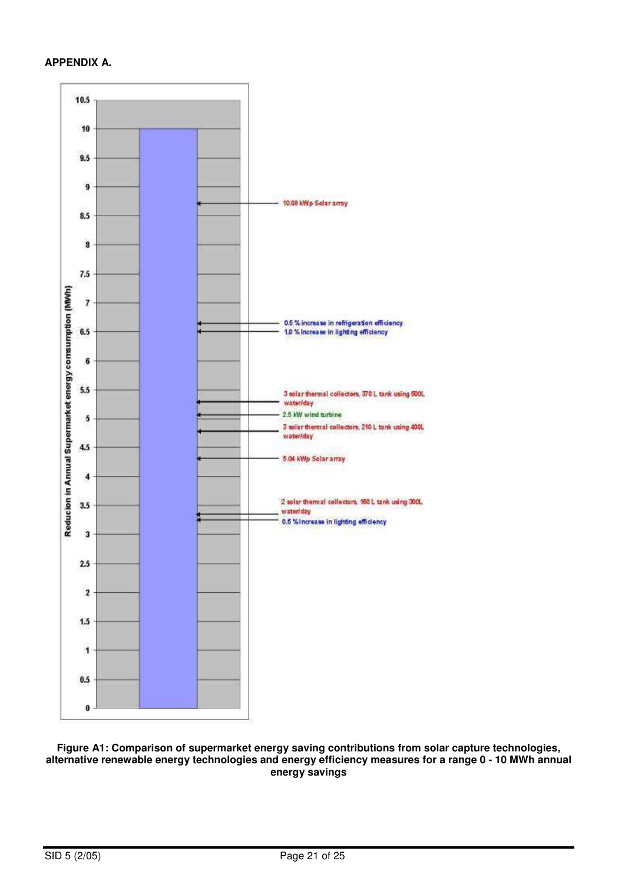**APPENDIX A.**

| Reducion in Annual Supermarket energy comsumption (MWh) | Measure |
|---|---|
| ~8.7 | 10.08 kWp Solar array |
| ~6.65 | 0.5 % increase in refrigeration efficiency |
| ~6.5 | 1.0 % increase in lighting efficiency |
| ~5.3 | 3 solar thermal collectors, 370 L tank using 500L water/day |
| ~5.05 | 2.5 kW wind turbine |
| ~4.75 | 3 solar thermal collectors, 210 L tank using 400L water/day |
| ~4.3 | 5.04 kWp Solar array |
| ~3.35 | 2 solar thermal collectors, 160 L tank using 300L water/day |
| ~3.25 | 0.5 % increase in lighting efficiency |

**Figure A1: Comparison of supermarket energy saving contributions from solar capture technologies, alternative renewable energy technologies and energy efficiency measures for a range 0 - 10 MWh annual energy savings**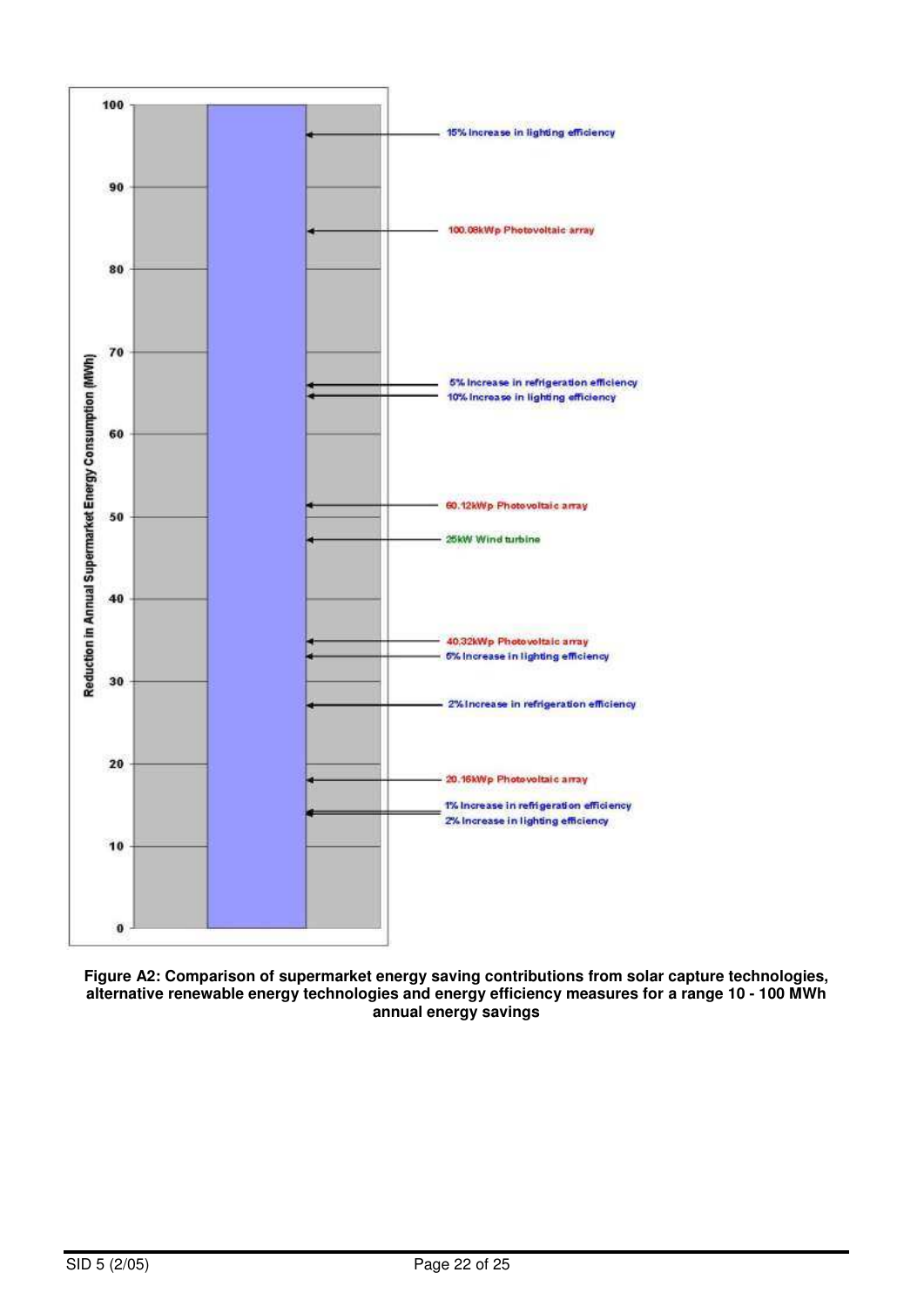| Reduction in Annual Supermarket Energy Consumption (MWh) | Measure |
|---|---|
| ~96 | 15% Increase in lighting efficiency |
| ~85 | 100.08kWp Photovoltaic array |
| ~66 | 5% Increase in refrigeration efficiency |
| ~65 | 10% Increase in lighting efficiency |
| ~51 | 60.12kWp Photovoltaic array |
| ~47 | 25kW Wind turbine |
| ~35 | 40.32kWp Photovoltaic array |
| ~33 | 5% Increase in lighting efficiency |
| ~27 | 2% Increase in refrigeration efficiency |
| ~18 | 20.16kWp Photovoltaic array |
| ~14 | 1% Increase in refrigeration efficiency |
| ~14 | 2% Increase in lighting efficiency |

**Figure A2: Comparison of supermarket energy saving contributions from solar capture technologies, alternative renewable energy technologies and energy efficiency measures for a range 10 - 100 MWh annual energy savings**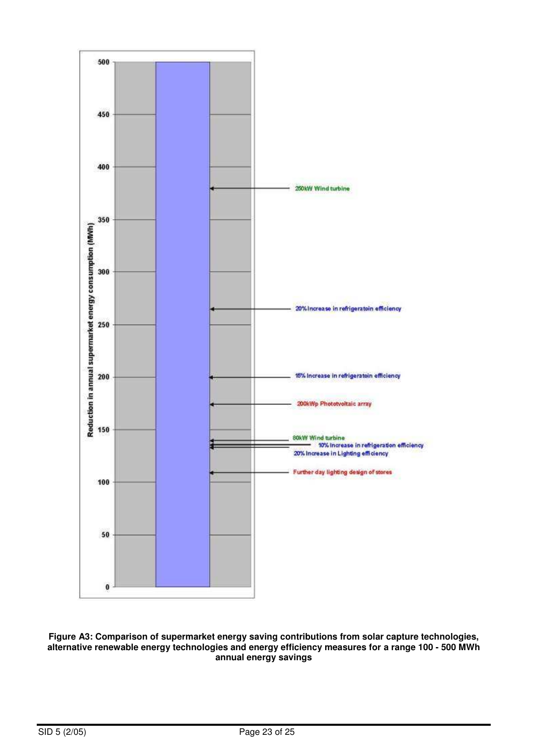Reduction in annual supermarket energy consumption (MWh)

- 250kW Wind turbine
- 20% Increase in refrigeratoin efficiency
- 15% Increase in refrigeratoin efficiency
- 200kWp Photovoltaic array
- 80kW Wind turbine
- 10% Increase in refrigeration efficiency
- 20% Increase in Lighting efficiency
- Further day lighting design of stores

**Figure A3: Comparison of supermarket energy saving contributions from solar capture technologies, alternative renewable energy technologies and energy efficiency measures for a range 100 - 500 MWh annual energy savings**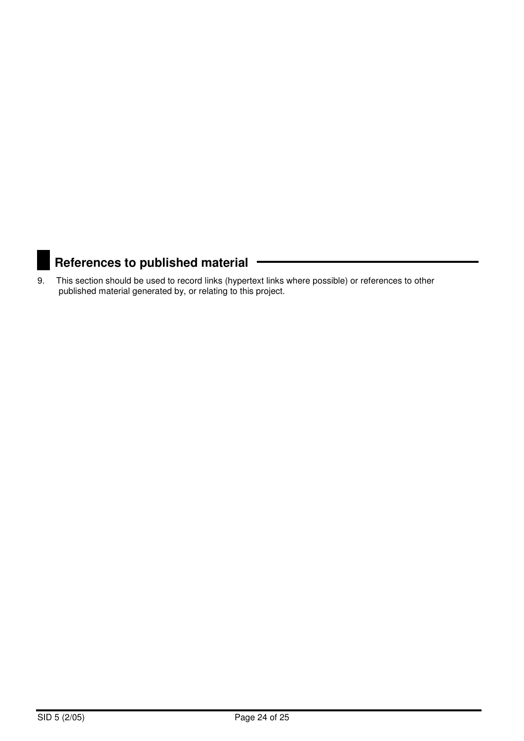## References to published material

9. This section should be used to record links (hypertext links where possible) or references to other published material generated by, or relating to this project.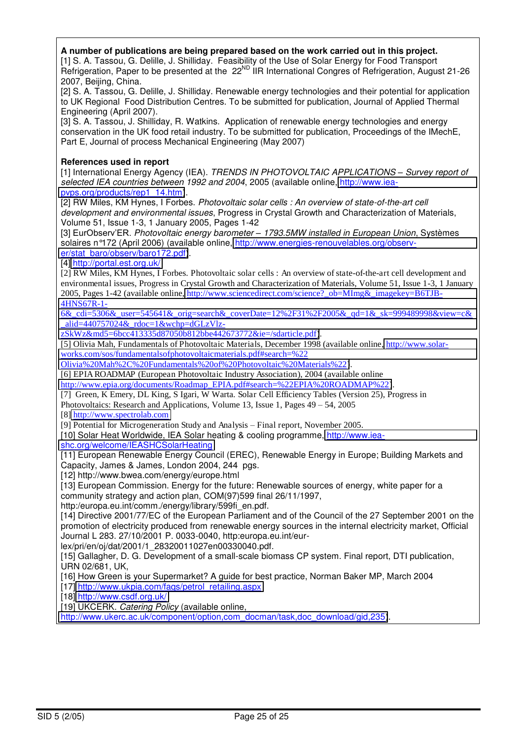**A number of publications are being prepared based on the work carried out in this project.**

[1] S. A. Tassou, G. Delille, J. Shilliday. Feasibility of the Use of Solar Energy for Food Transport Refrigeration, Paper to be presented at the 22[ND] IIR International Congres of Refrigeration, August 21-26 2007, Beijing, China.

[2] S. A. Tassou, G. Delille, J. Shilliday. Renewable energy technologies and their potential for application to UK Regional Food Distribution Centres. To be submitted for publication, Journal of Applied Thermal Engineering (April 2007).

[3] S. A. Tassou, J. Shilliday, R. Watkins. Application of renewable energy technologies and energy conservation in the UK food retail industry. To be submitted for publication, Proceedings of the IMechE, Part E, Journal of process Mechanical Engineering (May 2007)

**References used in report**

[1] International Energy Agency (IEA). *TRENDS IN PHOTOVOLTAIC APPLICATIONS – Survey report of selected IEA countries between 1992 and 2004*, 2005 (available online, http://www.iea-pvps.org/products/rep1_14.htm).

[2] RW Miles, KM Hynes, I Forbes. *Photovoltaic solar cells : An overview of state-of-the-art cell development and environmental issues*, Progress in Crystal Growth and Characterization of Materials, Volume 51, Issue 1-3, 1 January 2005, Pages 1-42

[3] EurObserv'ER. *Photovoltaic energy barometer – 1793.5MW installed in European Union*, Systèmes solaires n°172 (April 2006) (available online, http://www.energies-renouvelables.org/observ-er/stat_baro/observ/baro172.pdf).

[4] http://portal.est.org.uk/

[2] RW Miles, KM Hynes, I Forbes. Photovoltaic solar cells : An overview of state-of-the-art cell development and environmental issues, Progress in Crystal Growth and Characterization of Materials, Volume 51, Issue 1-3, 1 January 2005, Pages 1-42 (available online, http://www.sciencedirect.com/science?_ob=MImg&_imagekey=B6TJB-4HNS67R-1-6&_cdi=5306&_user=545641&_orig=search&_coverDate=12%2F31%2F2005&_qd=1&_sk=999489998&view=c&_alid=440757024&_rdoc=1&wchp=dGLzVlz-zSkWz&md5=6bcc413335d87050b812bbe442673772&ie=/sdarticle.pdf).

[5] Olivia Mah, Fundamentals of Photovoltaic Materials, December 1998 (available online, http://www.solar-works.com/sos/fundamentalsofphotovoltaicmaterials.pdf#search=%22Olivia%20Mah%2C%20Fundamentals%20of%20Photovoltaic%20Materials%22).

[6] EPIA ROADMAP (European Photovoltaic Industry Association), 2004 (available online http://www.epia.org/documents/Roadmap_EPIA.pdf#search=%22EPIA%20ROADMAP%22).

[7] Green, K Emery, DL King, S Igari, W Warta. Solar Cell Efficiency Tables (Version 25), Progress in Photovoltaics: Research and Applications, Volume 13, Issue 1, Pages 49 – 54, 2005

[8] http://www.spectrolab.com

[9] Potential for Microgeneration Study and Analysis – Final report, November 2005.

[10] Solar Heat Worldwide, IEA Solar heating & cooling programme, http://www.iea-shc.org/welcome/IEASHCSolarHeating

[11] European Renewable Energy Council (EREC), Renewable Energy in Europe; Building Markets and Capacity, James & James, London 2004, 244 pgs.

[12] http://www.bwea.com/energy/europe.html

[13] European Commission. Energy for the future: Renewable sources of energy, white paper for a community strategy and action plan, COM(97)599 final 26/11/1997, http:europa.eu.int/comm./energy/library/599fi_en.pdf.

[14] Directive 2001/77/EC of the European Parliament and of the Council of the 27 September 2001 on the promotion of electricity produced from renewable energy sources in the internal electricity market, Official Journal L 283. 27/10/2001 P. 0033-0040, http:europa.eu.int/eur-lex/pri/en/oj/dat/2001/1_28320011027en00330040.pdf.

[15] Gallagher, D. G. Development of a small-scale biomass CP system. Final report, DTI publication, URN 02/681, UK,

[16] How Green is your Supermarket? A guide for best practice, Norman Baker MP, March 2004

[17] http://www.ukpia.com/faqs/petrol_retailing.aspx

[18] http://www.csdf.org.uk/

[19] UKCERK. *Catering Policy* (available online, http://www.ukerc.ac.uk/component/option,com_docman/task,doc_download/gid,235).